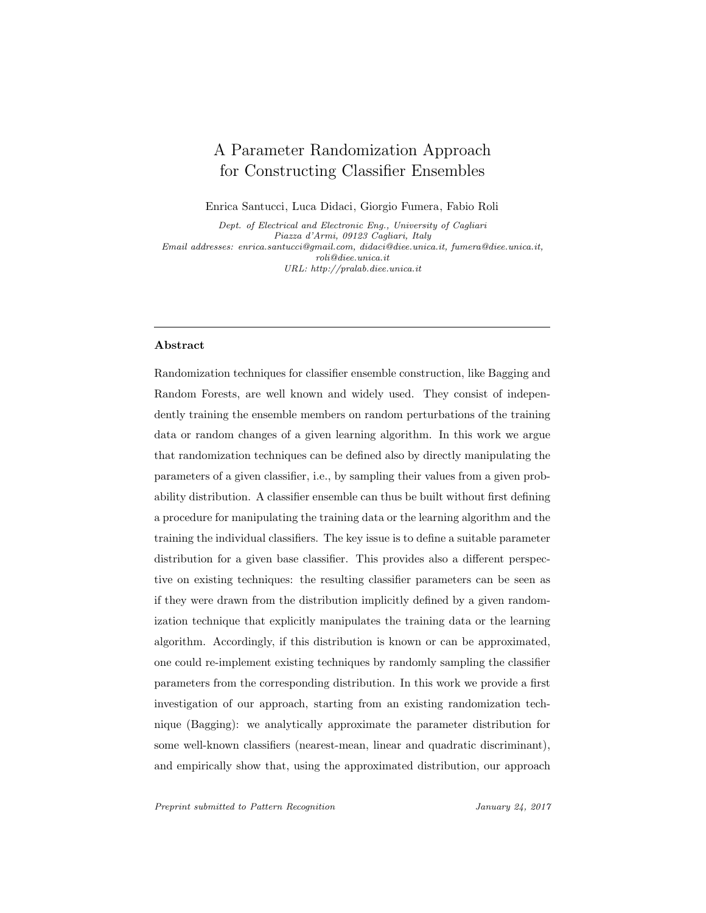# A Parameter Randomization Approach for Constructing Classifier Ensembles

Enrica Santucci, Luca Didaci, Giorgio Fumera, Fabio Roli

*Dept. of Electrical and Electronic Eng., University of Cagliari*
*Piazza d'Armi, 09123 Cagliari, Italy*
*Email addresses: enrica.santucci@gmail.com, didaci@diee.unica.it, fumera@diee.unica.it, roli@diee.unica.it*
*URL: http://pralab.diee.unica.it*

---

## Abstract

Randomization techniques for classifier ensemble construction, like Bagging and Random Forests, are well known and widely used. They consist of independently training the ensemble members on random perturbations of the training data or random changes of a given learning algorithm. In this work we argue that randomization techniques can be defined also by directly manipulating the parameters of a given classifier, i.e., by sampling their values from a given probability distribution. A classifier ensemble can thus be built without first defining a procedure for manipulating the training data or the learning algorithm and the training the individual classifiers. The key issue is to define a suitable parameter distribution for a given base classifier. This provides also a different perspective on existing techniques: the resulting classifier parameters can be seen as if they were drawn from the distribution implicitly defined by a given randomization technique that explicitly manipulates the training data or the learning algorithm. Accordingly, if this distribution is known or can be approximated, one could re-implement existing techniques by randomly sampling the classifier parameters from the corresponding distribution. In this work we provide a first investigation of our approach, starting from an existing randomization technique (Bagging): we analytically approximate the parameter distribution for some well-known classifiers (nearest-mean, linear and quadratic discriminant), and empirically show that, using the approximated distribution, our approach

*Preprint submitted to Pattern Recognition* *January 24, 2017*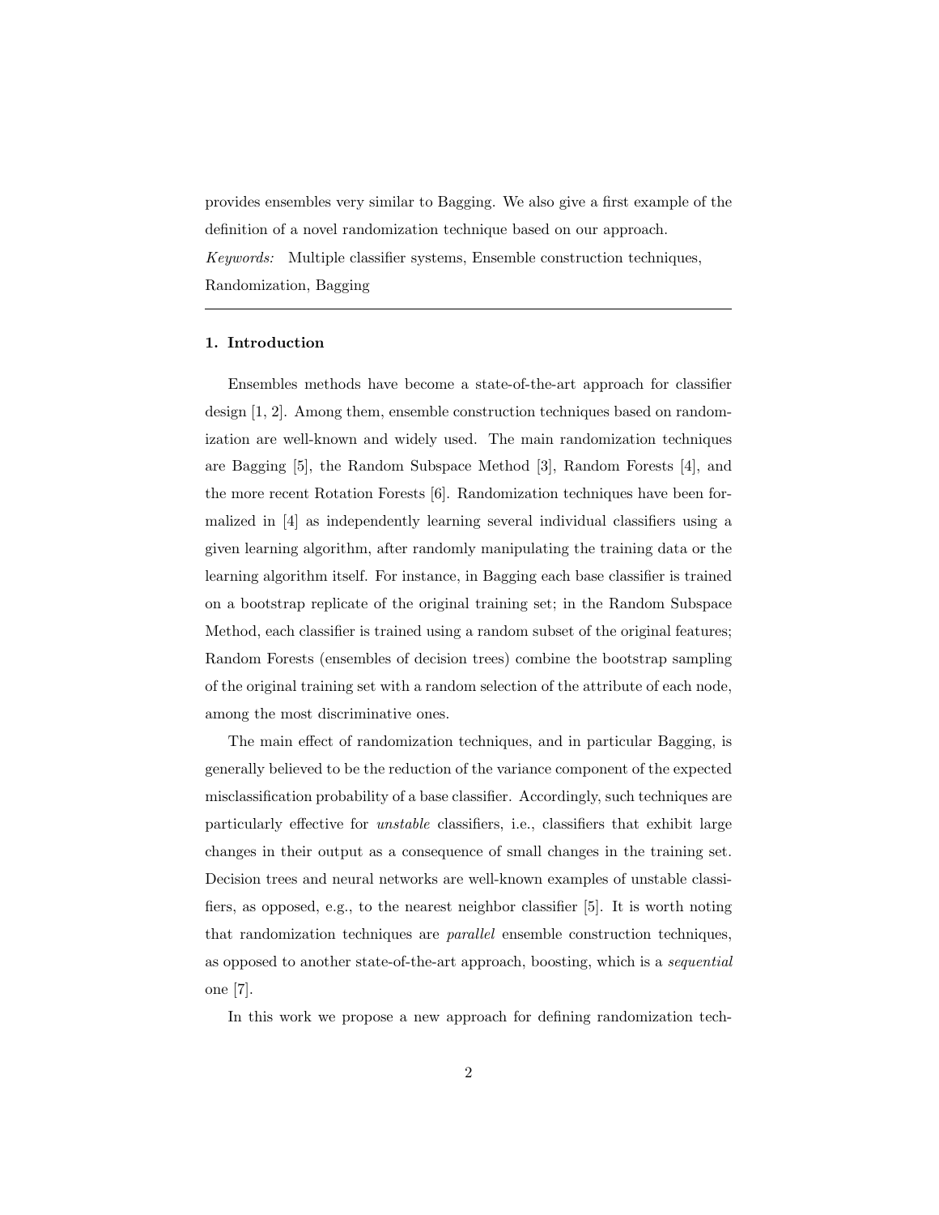provides ensembles very similar to Bagging. We also give a first example of the definition of a novel randomization technique based on our approach.

*Keywords:* Multiple classifier systems, Ensemble construction techniques, Randomization, Bagging

---

## 1. Introduction

Ensembles methods have become a state-of-the-art approach for classifier design [1, 2]. Among them, ensemble construction techniques based on randomization are well-known and widely used. The main randomization techniques are Bagging [5], the Random Subspace Method [3], Random Forests [4], and the more recent Rotation Forests [6]. Randomization techniques have been formalized in [4] as independently learning several individual classifiers using a given learning algorithm, after randomly manipulating the training data or the learning algorithm itself. For instance, in Bagging each base classifier is trained on a bootstrap replicate of the original training set; in the Random Subspace Method, each classifier is trained using a random subset of the original features; Random Forests (ensembles of decision trees) combine the bootstrap sampling of the original training set with a random selection of the attribute of each node, among the most discriminative ones.

The main effect of randomization techniques, and in particular Bagging, is generally believed to be the reduction of the variance component of the expected misclassification probability of a base classifier. Accordingly, such techniques are particularly effective for *unstable* classifiers, i.e., classifiers that exhibit large changes in their output as a consequence of small changes in the training set. Decision trees and neural networks are well-known examples of unstable classifiers, as opposed, e.g., to the nearest neighbor classifier [5]. It is worth noting that randomization techniques are *parallel* ensemble construction techniques, as opposed to another state-of-the-art approach, boosting, which is a *sequential* one [7].

In this work we propose a new approach for defining randomization tech-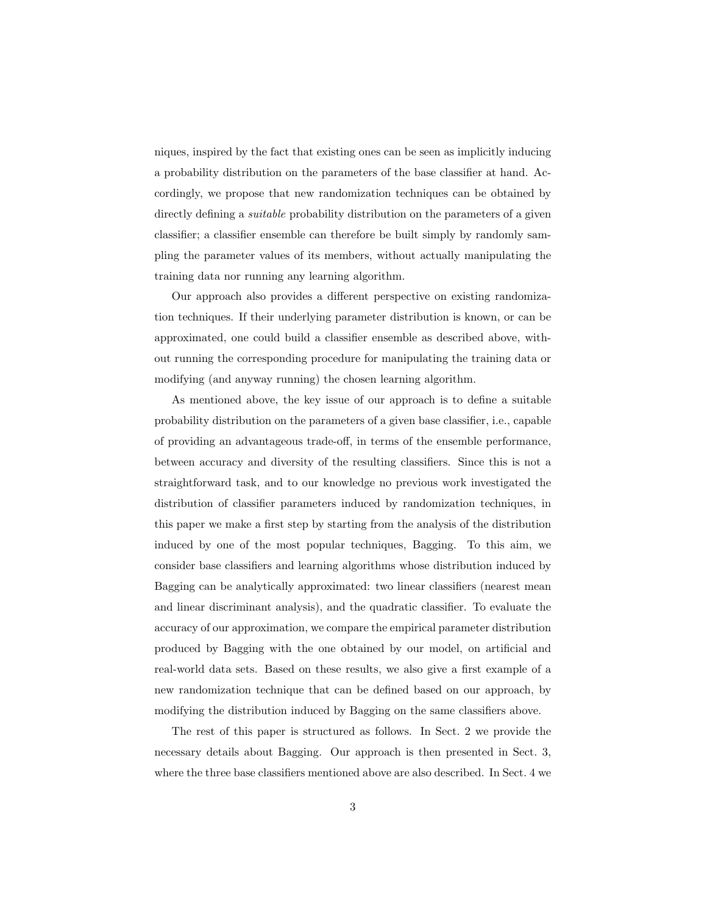niques, inspired by the fact that existing ones can be seen as implicitly inducing a probability distribution on the parameters of the base classifier at hand. Accordingly, we propose that new randomization techniques can be obtained by directly defining a *suitable* probability distribution on the parameters of a given classifier; a classifier ensemble can therefore be built simply by randomly sampling the parameter values of its members, without actually manipulating the training data nor running any learning algorithm.

Our approach also provides a different perspective on existing randomization techniques. If their underlying parameter distribution is known, or can be approximated, one could build a classifier ensemble as described above, without running the corresponding procedure for manipulating the training data or modifying (and anyway running) the chosen learning algorithm.

As mentioned above, the key issue of our approach is to define a suitable probability distribution on the parameters of a given base classifier, i.e., capable of providing an advantageous trade-off, in terms of the ensemble performance, between accuracy and diversity of the resulting classifiers. Since this is not a straightforward task, and to our knowledge no previous work investigated the distribution of classifier parameters induced by randomization techniques, in this paper we make a first step by starting from the analysis of the distribution induced by one of the most popular techniques, Bagging. To this aim, we consider base classifiers and learning algorithms whose distribution induced by Bagging can be analytically approximated: two linear classifiers (nearest mean and linear discriminant analysis), and the quadratic classifier. To evaluate the accuracy of our approximation, we compare the empirical parameter distribution produced by Bagging with the one obtained by our model, on artificial and real-world data sets. Based on these results, we also give a first example of a new randomization technique that can be defined based on our approach, by modifying the distribution induced by Bagging on the same classifiers above.

The rest of this paper is structured as follows. In Sect. 2 we provide the necessary details about Bagging. Our approach is then presented in Sect. 3, where the three base classifiers mentioned above are also described. In Sect. 4 we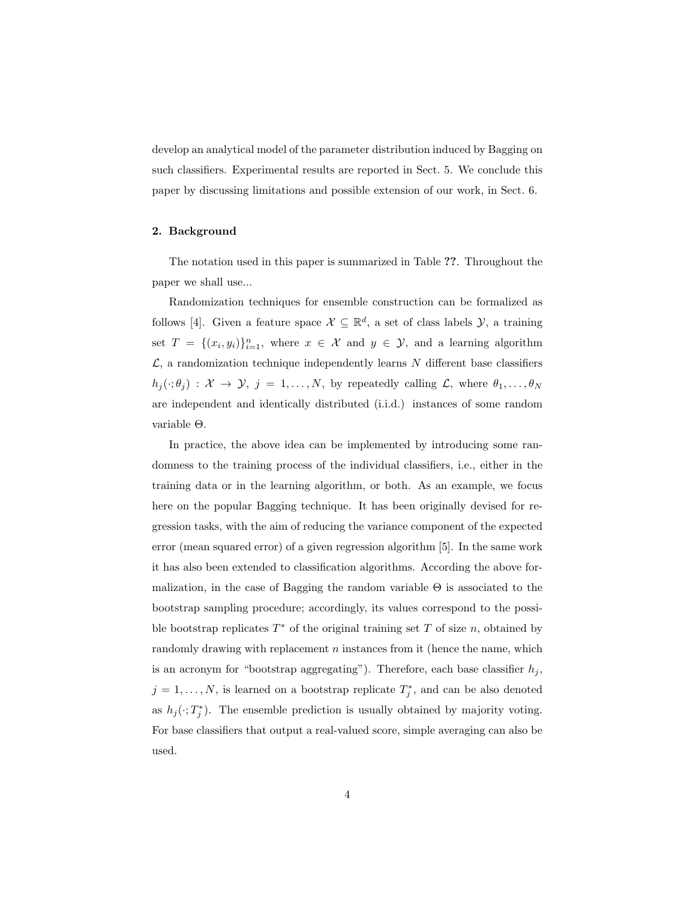develop an analytical model of the parameter distribution induced by Bagging on such classifiers. Experimental results are reported in Sect. 5. We conclude this paper by discussing limitations and possible extension of our work, in Sect. 6.

## 2. Background

The notation used in this paper is summarized in Table **??**. Throughout the paper we shall use...

Randomization techniques for ensemble construction can be formalized as follows [4]. Given a feature space $\mathcal{X} \subseteq \mathbb{R}^d$, a set of class labels $\mathcal{Y}$, a training set $T = \{(x_i, y_i)\}_{i=1}^n$, where $x \in \mathcal{X}$ and $y \in \mathcal{Y}$, and a learning algorithm $\mathcal{L}$, a randomization technique independently learns $N$ different base classifiers $h_j(\cdot;\theta_j) : \mathcal{X} \to \mathcal{Y}$, $j = 1, \ldots, N$, by repeatedly calling $\mathcal{L}$, where $\theta_1, \ldots, \theta_N$ are independent and identically distributed (i.i.d.) instances of some random variable $\Theta$.

In practice, the above idea can be implemented by introducing some randomness to the training process of the individual classifiers, i.e., either in the training data or in the learning algorithm, or both. As an example, we focus here on the popular Bagging technique. It has been originally devised for regression tasks, with the aim of reducing the variance component of the expected error (mean squared error) of a given regression algorithm [5]. In the same work it has also been extended to classification algorithms. According the above formalization, in the case of Bagging the random variable $\Theta$ is associated to the bootstrap sampling procedure; accordingly, its values correspond to the possible bootstrap replicates $T^*$ of the original training set $T$ of size $n$, obtained by randomly drawing with replacement $n$ instances from it (hence the name, which is an acronym for "bootstrap aggregating"). Therefore, each base classifier $h_j$, $j = 1, \ldots, N$, is learned on a bootstrap replicate $T_j^*$, and can be also denoted as $h_j(\cdot; T_j^*)$. The ensemble prediction is usually obtained by majority voting. For base classifiers that output a real-valued score, simple averaging can also be used.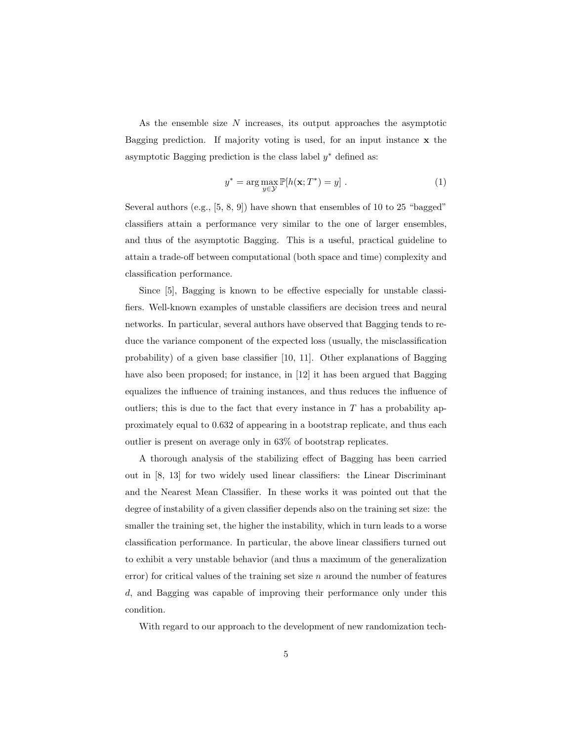As the ensemble size $N$ increases, its output approaches the asymptotic Bagging prediction. If majority voting is used, for an input instance $\mathbf{x}$ the asymptotic Bagging prediction is the class label $y^*$ defined as:

$$y^* = \arg\max_{y \in \mathcal{Y}} \mathbb{P}[h(\mathbf{x}; T^*) = y] \ . \tag{1}$$

Several authors (e.g., [5, 8, 9]) have shown that ensembles of 10 to 25 "bagged" classifiers attain a performance very similar to the one of larger ensembles, and thus of the asymptotic Bagging. This is a useful, practical guideline to attain a trade-off between computational (both space and time) complexity and classification performance.

Since [5], Bagging is known to be effective especially for unstable classifiers. Well-known examples of unstable classifiers are decision trees and neural networks. In particular, several authors have observed that Bagging tends to reduce the variance component of the expected loss (usually, the misclassification probability) of a given base classifier [10, 11]. Other explanations of Bagging have also been proposed; for instance, in [12] it has been argued that Bagging equalizes the influence of training instances, and thus reduces the influence of outliers; this is due to the fact that every instance in $T$ has a probability approximately equal to 0.632 of appearing in a bootstrap replicate, and thus each outlier is present on average only in 63% of bootstrap replicates.

A thorough analysis of the stabilizing effect of Bagging has been carried out in [8, 13] for two widely used linear classifiers: the Linear Discriminant and the Nearest Mean Classifier. In these works it was pointed out that the degree of instability of a given classifier depends also on the training set size: the smaller the training set, the higher the instability, which in turn leads to a worse classification performance. In particular, the above linear classifiers turned out to exhibit a very unstable behavior (and thus a maximum of the generalization error) for critical values of the training set size $n$ around the number of features $d$, and Bagging was capable of improving their performance only under this condition.

With regard to our approach to the development of new randomization tech-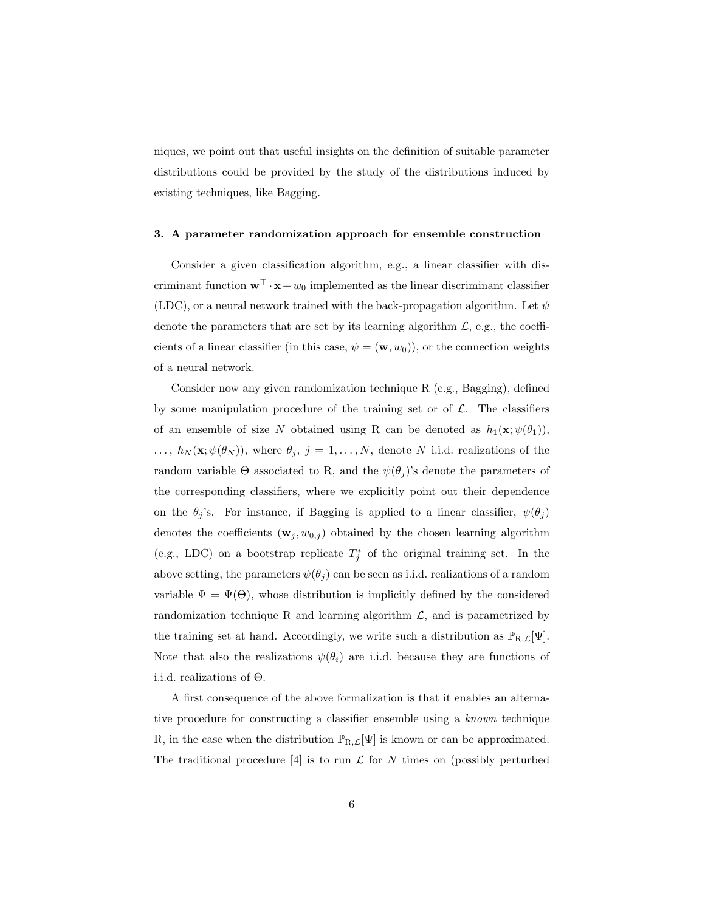niques, we point out that useful insights on the definition of suitable parameter distributions could be provided by the study of the distributions induced by existing techniques, like Bagging.

### 3. A parameter randomization approach for ensemble construction

Consider a given classification algorithm, e.g., a linear classifier with discriminant function $\mathbf{w}^\top \cdot \mathbf{x} + w_0$ implemented as the linear discriminant classifier (LDC), or a neural network trained with the back-propagation algorithm. Let $\psi$ denote the parameters that are set by its learning algorithm $\mathcal{L}$, e.g., the coefficients of a linear classifier (in this case, $\psi = (\mathbf{w}, w_0)$), or the connection weights of a neural network.

Consider now any given randomization technique R (e.g., Bagging), defined by some manipulation procedure of the training set or of $\mathcal{L}$. The classifiers of an ensemble of size $N$ obtained using R can be denoted as $h_1(\mathbf{x}; \psi(\theta_1))$, $\ldots$, $h_N(\mathbf{x}; \psi(\theta_N))$, where $\theta_j$, $j = 1, \ldots, N$, denote $N$ i.i.d. realizations of the random variable $\Theta$ associated to R, and the $\psi(\theta_j)$'s denote the parameters of the corresponding classifiers, where we explicitly point out their dependence on the $\theta_j$'s. For instance, if Bagging is applied to a linear classifier, $\psi(\theta_j)$ denotes the coefficients $(\mathbf{w}_j, w_{0,j})$ obtained by the chosen learning algorithm (e.g., LDC) on a bootstrap replicate $T_j^*$ of the original training set. In the above setting, the parameters $\psi(\theta_j)$ can be seen as i.i.d. realizations of a random variable $\Psi = \Psi(\Theta)$, whose distribution is implicitly defined by the considered randomization technique R and learning algorithm $\mathcal{L}$, and is parametrized by the training set at hand. Accordingly, we write such a distribution as $\mathbb{P}_{\mathrm{R},\mathcal{L}}[\Psi]$. Note that also the realizations $\psi(\theta_i)$ are i.i.d. because they are functions of i.i.d. realizations of $\Theta$.

A first consequence of the above formalization is that it enables an alternative procedure for constructing a classifier ensemble using a *known* technique R, in the case when the distribution $\mathbb{P}_{\mathrm{R},\mathcal{L}}[\Psi]$ is known or can be approximated. The traditional procedure [4] is to run $\mathcal{L}$ for $N$ times on (possibly perturbed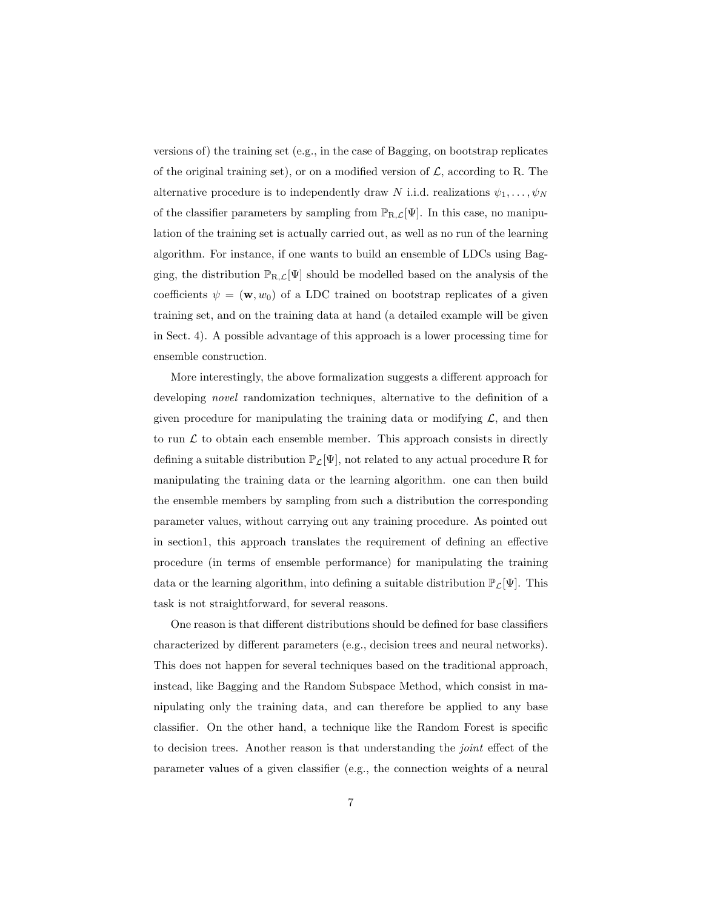versions of) the training set (e.g., in the case of Bagging, on bootstrap replicates of the original training set), or on a modified version of $\mathcal{L}$, according to R. The alternative procedure is to independently draw $N$ i.i.d. realizations $\psi_1, \ldots, \psi_N$ of the classifier parameters by sampling from $\mathbb{P}_{\mathrm{R},\mathcal{L}}[\Psi]$. In this case, no manipulation of the training set is actually carried out, as well as no run of the learning algorithm. For instance, if one wants to build an ensemble of LDCs using Bagging, the distribution $\mathbb{P}_{\mathrm{R},\mathcal{L}}[\Psi]$ should be modelled based on the analysis of the coefficients $\psi = (\mathbf{w}, w_0)$ of a LDC trained on bootstrap replicates of a given training set, and on the training data at hand (a detailed example will be given in Sect. 4). A possible advantage of this approach is a lower processing time for ensemble construction.

More interestingly, the above formalization suggests a different approach for developing *novel* randomization techniques, alternative to the definition of a given procedure for manipulating the training data or modifying $\mathcal{L}$, and then to run $\mathcal{L}$ to obtain each ensemble member. This approach consists in directly defining a suitable distribution $\mathbb{P}_{\mathcal{L}}[\Psi]$, not related to any actual procedure R for manipulating the training data or the learning algorithm. one can then build the ensemble members by sampling from such a distribution the corresponding parameter values, without carrying out any training procedure. As pointed out in section1, this approach translates the requirement of defining an effective procedure (in terms of ensemble performance) for manipulating the training data or the learning algorithm, into defining a suitable distribution $\mathbb{P}_{\mathcal{L}}[\Psi]$. This task is not straightforward, for several reasons.

One reason is that different distributions should be defined for base classifiers characterized by different parameters (e.g., decision trees and neural networks). This does not happen for several techniques based on the traditional approach, instead, like Bagging and the Random Subspace Method, which consist in manipulating only the training data, and can therefore be applied to any base classifier. On the other hand, a technique like the Random Forest is specific to decision trees. Another reason is that understanding the *joint* effect of the parameter values of a given classifier (e.g., the connection weights of a neural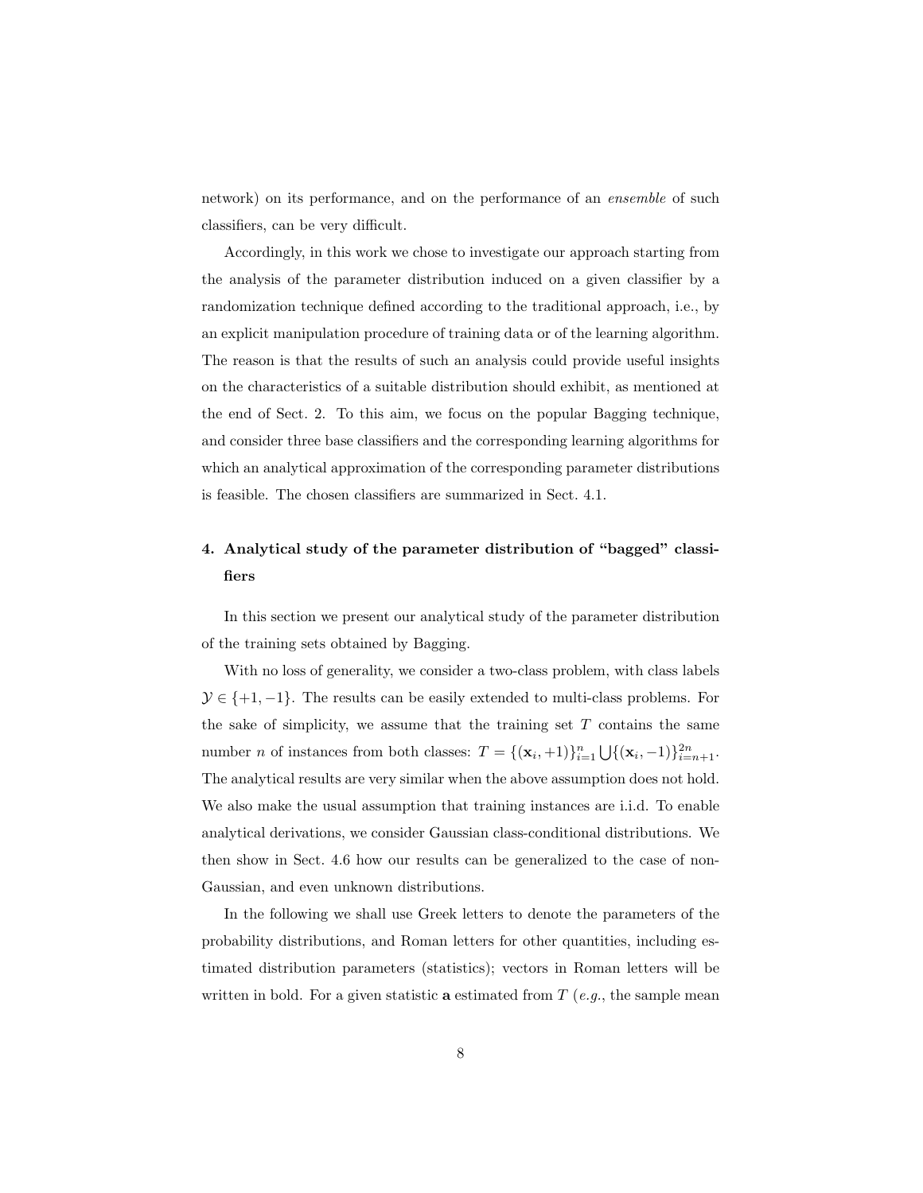network) on its performance, and on the performance of an *ensemble* of such classifiers, can be very difficult.

Accordingly, in this work we chose to investigate our approach starting from the analysis of the parameter distribution induced on a given classifier by a randomization technique defined according to the traditional approach, i.e., by an explicit manipulation procedure of training data or of the learning algorithm. The reason is that the results of such an analysis could provide useful insights on the characteristics of a suitable distribution should exhibit, as mentioned at the end of Sect. 2. To this aim, we focus on the popular Bagging technique, and consider three base classifiers and the corresponding learning algorithms for which an analytical approximation of the corresponding parameter distributions is feasible. The chosen classifiers are summarized in Sect. 4.1.

## 4. Analytical study of the parameter distribution of "bagged" classifiers

In this section we present our analytical study of the parameter distribution of the training sets obtained by Bagging.

With no loss of generality, we consider a two-class problem, with class labels $\mathcal{Y} \in \{+1, -1\}$. The results can be easily extended to multi-class problems. For the sake of simplicity, we assume that the training set $T$ contains the same number $n$ of instances from both classes: $T = \{(\mathbf{x}_i, +1)\}_{i=1}^{n} \bigcup \{(\mathbf{x}_i, -1)\}_{i=n+1}^{2n}$. The analytical results are very similar when the above assumption does not hold. We also make the usual assumption that training instances are i.i.d. To enable analytical derivations, we consider Gaussian class-conditional distributions. We then show in Sect. 4.6 how our results can be generalized to the case of non-Gaussian, and even unknown distributions.

In the following we shall use Greek letters to denote the parameters of the probability distributions, and Roman letters for other quantities, including estimated distribution parameters (statistics); vectors in Roman letters will be written in bold. For a given statistic $\mathbf{a}$ estimated from $T$ (*e.g.*, the sample mean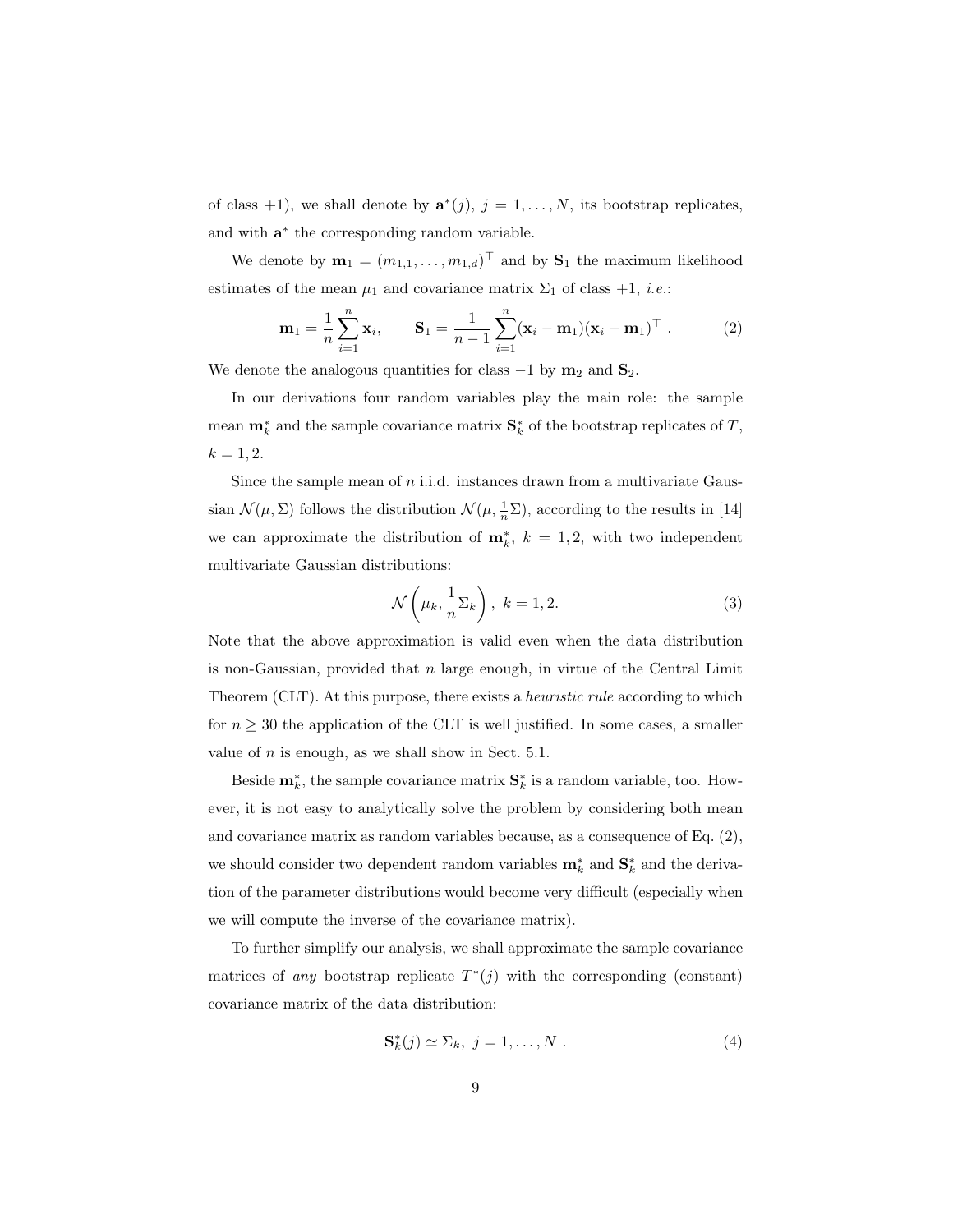of class +1), we shall denote by $\mathbf{a}^*(j),\ j = 1, \ldots, N$, its bootstrap replicates, and with $\mathbf{a}^*$ the corresponding random variable.

We denote by $\mathbf{m}_1 = (m_{1,1}, \ldots, m_{1,d})^\top$ and by $\mathbf{S}_1$ the maximum likelihood estimates of the mean $\mu_1$ and covariance matrix $\Sigma_1$ of class +1, *i.e.*:

$$\mathbf{m}_1 = \frac{1}{n}\sum_{i=1}^{n} \mathbf{x}_i, \qquad \mathbf{S}_1 = \frac{1}{n-1}\sum_{i=1}^{n} (\mathbf{x}_i - \mathbf{m}_1)(\mathbf{x}_i - \mathbf{m}_1)^\top \ . \tag{2}$$

We denote the analogous quantities for class −1 by $\mathbf{m}_2$ and $\mathbf{S}_2$.

In our derivations four random variables play the main role: the sample mean $\mathbf{m}^*_k$ and the sample covariance matrix $\mathbf{S}^*_k$ of the bootstrap replicates of $T$, $k = 1, 2$.

Since the sample mean of $n$ i.i.d. instances drawn from a multivariate Gaussian $\mathcal{N}(\mu, \Sigma)$ follows the distribution $\mathcal{N}(\mu, \frac{1}{n}\Sigma)$, according to the results in [14] we can approximate the distribution of $\mathbf{m}^*_k,\ k = 1, 2$, with two independent multivariate Gaussian distributions:

$$\mathcal{N}\left(\mu_k, \frac{1}{n}\Sigma_k\right),\ k = 1, 2. \tag{3}$$

Note that the above approximation is valid even when the data distribution is non-Gaussian, provided that $n$ large enough, in virtue of the Central Limit Theorem (CLT). At this purpose, there exists a *heuristic rule* according to which for $n \geq 30$ the application of the CLT is well justified. In some cases, a smaller value of $n$ is enough, as we shall show in Sect. 5.1.

Beside $\mathbf{m}^*_k$, the sample covariance matrix $\mathbf{S}^*_k$ is a random variable, too. However, it is not easy to analytically solve the problem by considering both mean and covariance matrix as random variables because, as a consequence of Eq. (2), we should consider two dependent random variables $\mathbf{m}^*_k$ and $\mathbf{S}^*_k$ and the derivation of the parameter distributions would become very difficult (especially when we will compute the inverse of the covariance matrix).

To further simplify our analysis, we shall approximate the sample covariance matrices of *any* bootstrap replicate $T^*(j)$ with the corresponding (constant) covariance matrix of the data distribution:

$$\mathbf{S}^*_k(j) \simeq \Sigma_k,\ j = 1, \ldots, N \ . \tag{4}$$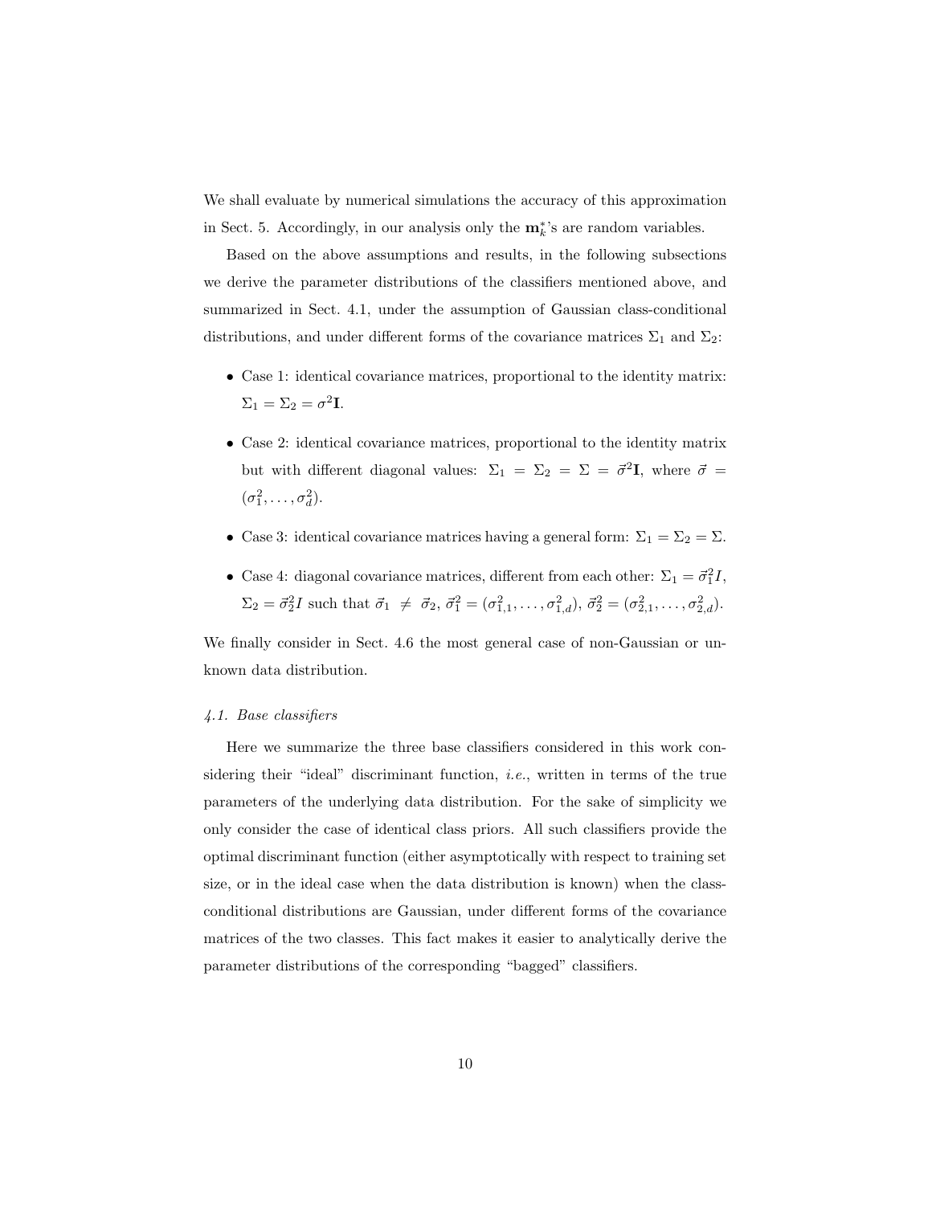We shall evaluate by numerical simulations the accuracy of this approximation in Sect. 5. Accordingly, in our analysis only the $\mathbf{m}_k^*$'s are random variables.

Based on the above assumptions and results, in the following subsections we derive the parameter distributions of the classifiers mentioned above, and summarized in Sect. 4.1, under the assumption of Gaussian class-conditional distributions, and under different forms of the covariance matrices $\Sigma_1$ and $\Sigma_2$:

- Case 1: identical covariance matrices, proportional to the identity matrix: $\Sigma_1 = \Sigma_2 = \sigma^2\mathbf{I}$.
- Case 2: identical covariance matrices, proportional to the identity matrix but with different diagonal values: $\Sigma_1 = \Sigma_2 = \Sigma = \vec{\sigma}^2\mathbf{I}$, where $\vec{\sigma} = (\sigma_1^2, \ldots, \sigma_d^2)$.
- Case 3: identical covariance matrices having a general form: $\Sigma_1 = \Sigma_2 = \Sigma$.
- Case 4: diagonal covariance matrices, different from each other: $\Sigma_1 = \vec{\sigma}_1^2 I$, $\Sigma_2 = \vec{\sigma}_2^2 I$ such that $\vec{\sigma}_1 \neq \vec{\sigma}_2$, $\vec{\sigma}_1^2 = (\sigma_{1,1}^2, \ldots, \sigma_{1,d}^2)$, $\vec{\sigma}_2^2 = (\sigma_{2,1}^2, \ldots, \sigma_{2,d}^2)$.

We finally consider in Sect. 4.6 the most general case of non-Gaussian or unknown data distribution.

### 4.1. Base classifiers

Here we summarize the three base classifiers considered in this work considering their "ideal" discriminant function, *i.e.*, written in terms of the true parameters of the underlying data distribution. For the sake of simplicity we only consider the case of identical class priors. All such classifiers provide the optimal discriminant function (either asymptotically with respect to training set size, or in the ideal case when the data distribution is known) when the class-conditional distributions are Gaussian, under different forms of the covariance matrices of the two classes. This fact makes it easier to analytically derive the parameter distributions of the corresponding "bagged" classifiers.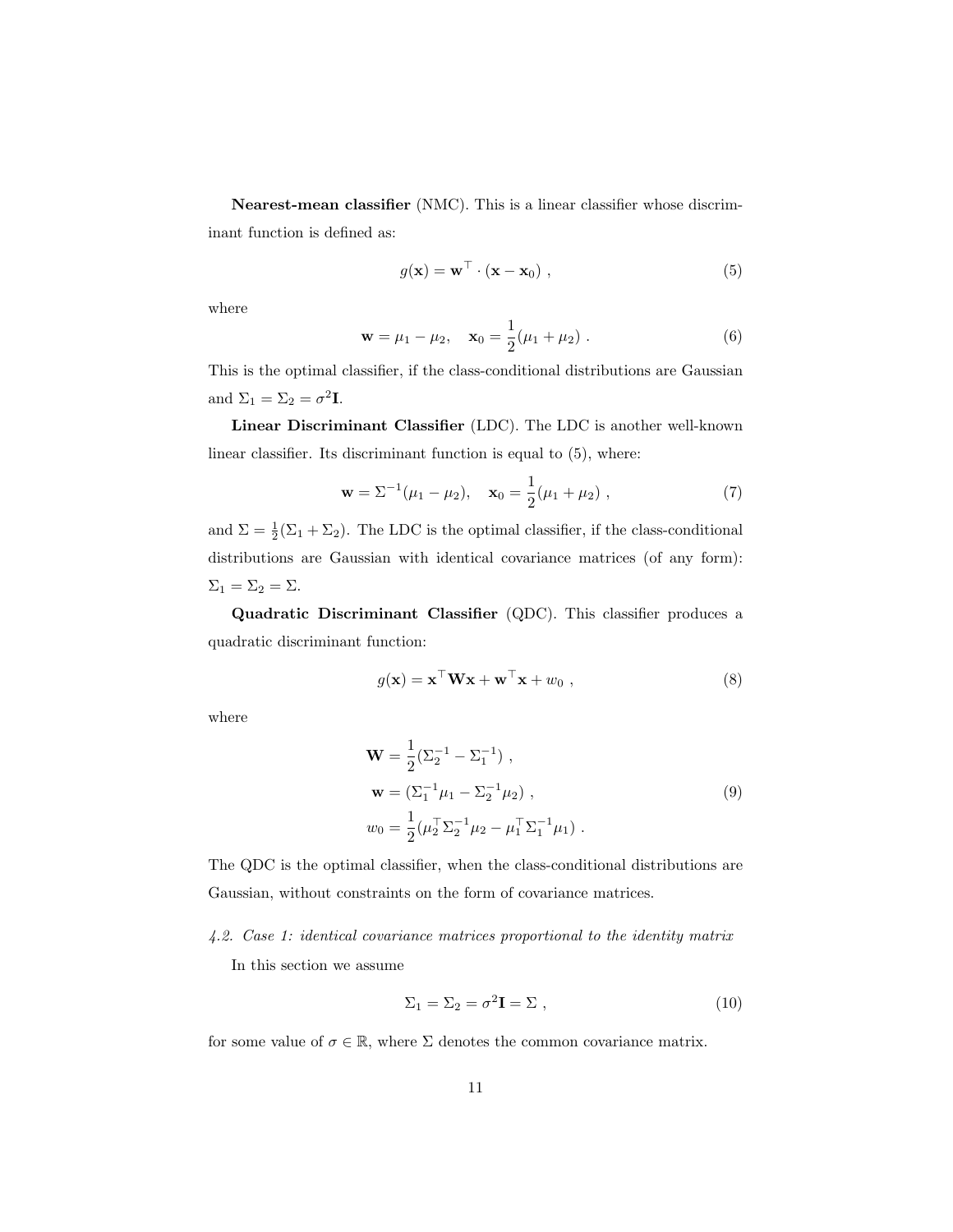**Nearest-mean classifier** (NMC). This is a linear classifier whose discriminant function is defined as:

$$g(\mathbf{x}) = \mathbf{w}^\top \cdot (\mathbf{x} - \mathbf{x}_0) \ , \tag{5}$$

where

$$\mathbf{w} = \mu_1 - \mu_2, \quad \mathbf{x}_0 = \frac{1}{2}(\mu_1 + \mu_2) \ . \tag{6}$$

This is the optimal classifier, if the class-conditional distributions are Gaussian and $\Sigma_1 = \Sigma_2 = \sigma^2 \mathbf{I}$.

**Linear Discriminant Classifier** (LDC). The LDC is another well-known linear classifier. Its discriminant function is equal to (5), where:

$$\mathbf{w} = \Sigma^{-1}(\mu_1 - \mu_2), \quad \mathbf{x}_0 = \frac{1}{2}(\mu_1 + \mu_2) \ , \tag{7}$$

and $\Sigma = \frac{1}{2}(\Sigma_1 + \Sigma_2)$. The LDC is the optimal classifier, if the class-conditional distributions are Gaussian with identical covariance matrices (of any form): $\Sigma_1 = \Sigma_2 = \Sigma$.

**Quadratic Discriminant Classifier** (QDC). This classifier produces a quadratic discriminant function:

$$g(\mathbf{x}) = \mathbf{x}^\top \mathbf{W} \mathbf{x} + \mathbf{w}^\top \mathbf{x} + w_0 \ , \tag{8}$$

where

$$\begin{aligned} \mathbf{W} &= \frac{1}{2}(\Sigma_2^{-1} - \Sigma_1^{-1}) \ , \\ \mathbf{w} &= (\Sigma_1^{-1}\mu_1 - \Sigma_2^{-1}\mu_2) \ , \\ w_0 &= \frac{1}{2}(\mu_2^\top \Sigma_2^{-1} \mu_2 - \mu_1^\top \Sigma_1^{-1} \mu_1) \ . \end{aligned} \tag{9}$$

The QDC is the optimal classifier, when the class-conditional distributions are Gaussian, without constraints on the form of covariance matrices.

### *4.2. Case 1: identical covariance matrices proportional to the identity matrix*

In this section we assume

$$\Sigma_1 = \Sigma_2 = \sigma^2 \mathbf{I} = \Sigma \ , \tag{10}$$

for some value of $\sigma \in \mathbb{R}$, where $\Sigma$ denotes the common covariance matrix.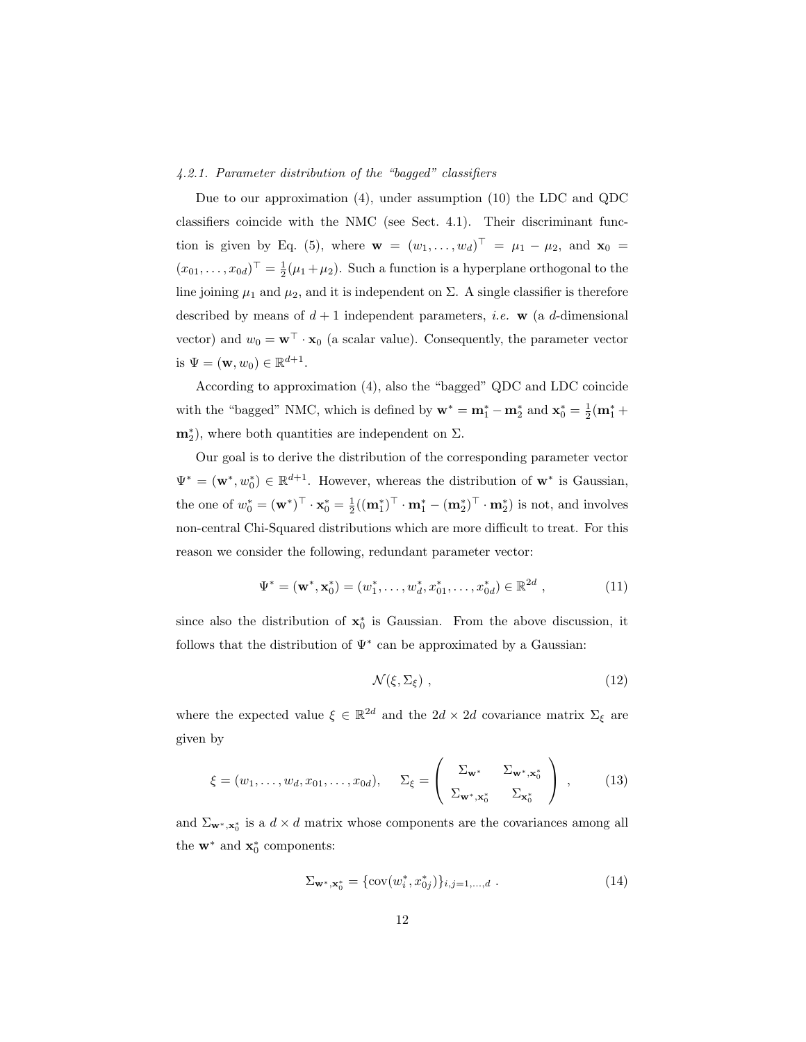#### 4.2.1. Parameter distribution of the "bagged" classifiers

Due to our approximation (4), under assumption (10) the LDC and QDC classifiers coincide with the NMC (see Sect. 4.1). Their discriminant function is given by Eq. (5), where $\mathbf{w} = (w_1, \ldots, w_d)^\top = \mu_1 - \mu_2$, and $\mathbf{x}_0 = (x_{01}, \ldots, x_{0d})^\top = \frac{1}{2}(\mu_1 + \mu_2)$. Such a function is a hyperplane orthogonal to the line joining $\mu_1$ and $\mu_2$, and it is independent on $\Sigma$. A single classifier is therefore described by means of $d+1$ independent parameters, *i.e.* $\mathbf{w}$ (a $d$-dimensional vector) and $w_0 = \mathbf{w}^\top \cdot \mathbf{x}_0$ (a scalar value). Consequently, the parameter vector is $\Psi = (\mathbf{w}, w_0) \in \mathbb{R}^{d+1}$.

According to approximation (4), also the "bagged" QDC and LDC coincide with the "bagged" NMC, which is defined by $\mathbf{w}^* = \mathbf{m}_1^* - \mathbf{m}_2^*$ and $\mathbf{x}_0^* = \frac{1}{2}(\mathbf{m}_1^* + \mathbf{m}_2^*)$, where both quantities are independent on $\Sigma$.

Our goal is to derive the distribution of the corresponding parameter vector $\Psi^* = (\mathbf{w}^*, w_0^*) \in \mathbb{R}^{d+1}$. However, whereas the distribution of $\mathbf{w}^*$ is Gaussian, the one of $w_0^* = (\mathbf{w}^*)^\top \cdot \mathbf{x}_0^* = \frac{1}{2}((\mathbf{m}_1^*)^\top \cdot \mathbf{m}_1^* - (\mathbf{m}_2^*)^\top \cdot \mathbf{m}_2^*)$ is not, and involves non-central Chi-Squared distributions which are more difficult to treat. For this reason we consider the following, redundant parameter vector:

$$\Psi^* = (\mathbf{w}^*, \mathbf{x}_0^*) = (w_1^*, \ldots, w_d^*, x_{01}^*, \ldots, x_{0d}^*) \in \mathbb{R}^{2d} , \tag{11}$$

since also the distribution of $\mathbf{x}_0^*$ is Gaussian. From the above discussion, it follows that the distribution of $\Psi^*$ can be approximated by a Gaussian:

$$\mathcal{N}(\xi, \Sigma_\xi) , \tag{12}$$

where the expected value $\xi \in \mathbb{R}^{2d}$ and the $2d \times 2d$ covariance matrix $\Sigma_\xi$ are given by

$$\xi = (w_1, \ldots, w_d, x_{01}, \ldots, x_{0d}), \quad \Sigma_\xi = \begin{pmatrix} \Sigma_{\mathbf{w}^*} & \Sigma_{\mathbf{w}^*, \mathbf{x}_0^*} \\ \Sigma_{\mathbf{w}^*, \mathbf{x}_0^*} & \Sigma_{\mathbf{x}_0^*} \end{pmatrix} , \tag{13}$$

and $\Sigma_{\mathbf{w}^*, \mathbf{x}_0^*}$ is a $d \times d$ matrix whose components are the covariances among all the $\mathbf{w}^*$ and $\mathbf{x}_0^*$ components:

$$\Sigma_{\mathbf{w}^*, \mathbf{x}_0^*} = \{\text{cov}(w_i^*, x_{0j}^*)\}_{i,j=1,\ldots,d} . \tag{14}$$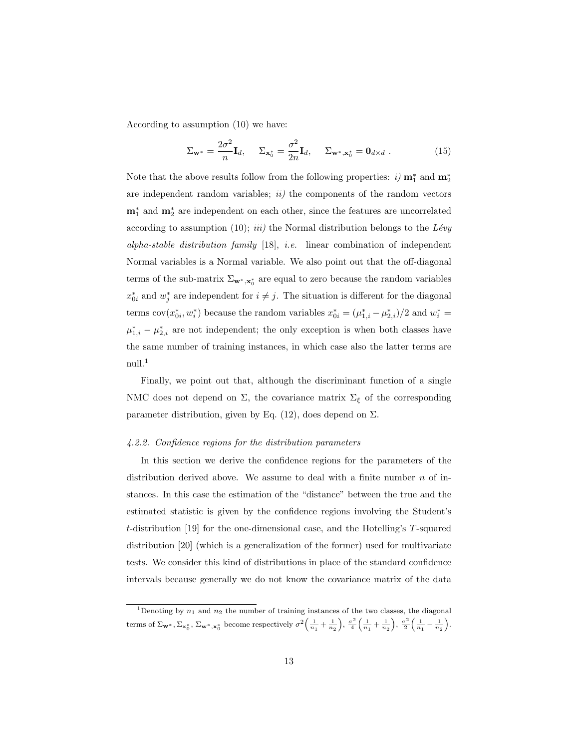According to assumption (10) we have:

$$\Sigma_{\mathbf{w}^*} = \frac{2\sigma^2}{n}\mathbf{I}_d, \quad \Sigma_{\mathbf{x}_0^*} = \frac{\sigma^2}{2n}\mathbf{I}_d, \quad \Sigma_{\mathbf{w}^*,\mathbf{x}_0^*} = \mathbf{0}_{d\times d} \ . \tag{15}$$

Note that the above results follow from the following properties: *i)* $\mathbf{m}_1^*$ and $\mathbf{m}_2^*$ are independent random variables; *ii)* the components of the random vectors $\mathbf{m}_1^*$ and $\mathbf{m}_2^*$ are independent on each other, since the features are uncorrelated according to assumption (10); *iii)* the Normal distribution belongs to the *Lévy alpha-stable distribution family* [18], *i.e.* linear combination of independent Normal variables is a Normal variable. We also point out that the off-diagonal terms of the sub-matrix $\Sigma_{\mathbf{w}^*,\mathbf{x}_0^*}$ are equal to zero because the random variables $x_{0i}^*$ and $w_j^*$ are independent for $i \neq j$. The situation is different for the diagonal terms $\text{cov}(x_{0i}^*, w_i^*)$ because the random variables $x_{0i}^* = (\mu_{1,i}^* - \mu_{2,i}^*)/2$ and $w_i^* = \mu_{1,i}^* - \mu_{2,i}^*$ are not independent; the only exception is when both classes have the same number of training instances, in which case also the latter terms are null.[1]

Finally, we point out that, although the discriminant function of a single NMC does not depend on $\Sigma$, the covariance matrix $\Sigma_\xi$ of the corresponding parameter distribution, given by Eq. (12), does depend on $\Sigma$.

#### *4.2.2. Confidence regions for the distribution parameters*

In this section we derive the confidence regions for the parameters of the distribution derived above. We assume to deal with a finite number $n$ of instances. In this case the estimation of the "distance" between the true and the estimated statistic is given by the confidence regions involving the Student's $t$-distribution [19] for the one-dimensional case, and the Hotelling's $T$-squared distribution [20] (which is a generalization of the former) used for multivariate tests. We consider this kind of distributions in place of the standard confidence intervals because generally we do not know the covariance matrix of the data

[1] Denoting by $n_1$ and $n_2$ the number of training instances of the two classes, the diagonal terms of $\Sigma_{\mathbf{w}^*}, \Sigma_{\mathbf{x}_0^*}, \Sigma_{\mathbf{w}^*,\mathbf{x}_0^*}$ become respectively $\sigma^2\left(\frac{1}{n_1} + \frac{1}{n_2}\right)$, $\frac{\sigma^2}{4}\left(\frac{1}{n_1} + \frac{1}{n_2}\right)$, $\frac{\sigma^2}{2}\left(\frac{1}{n_1} - \frac{1}{n_2}\right)$.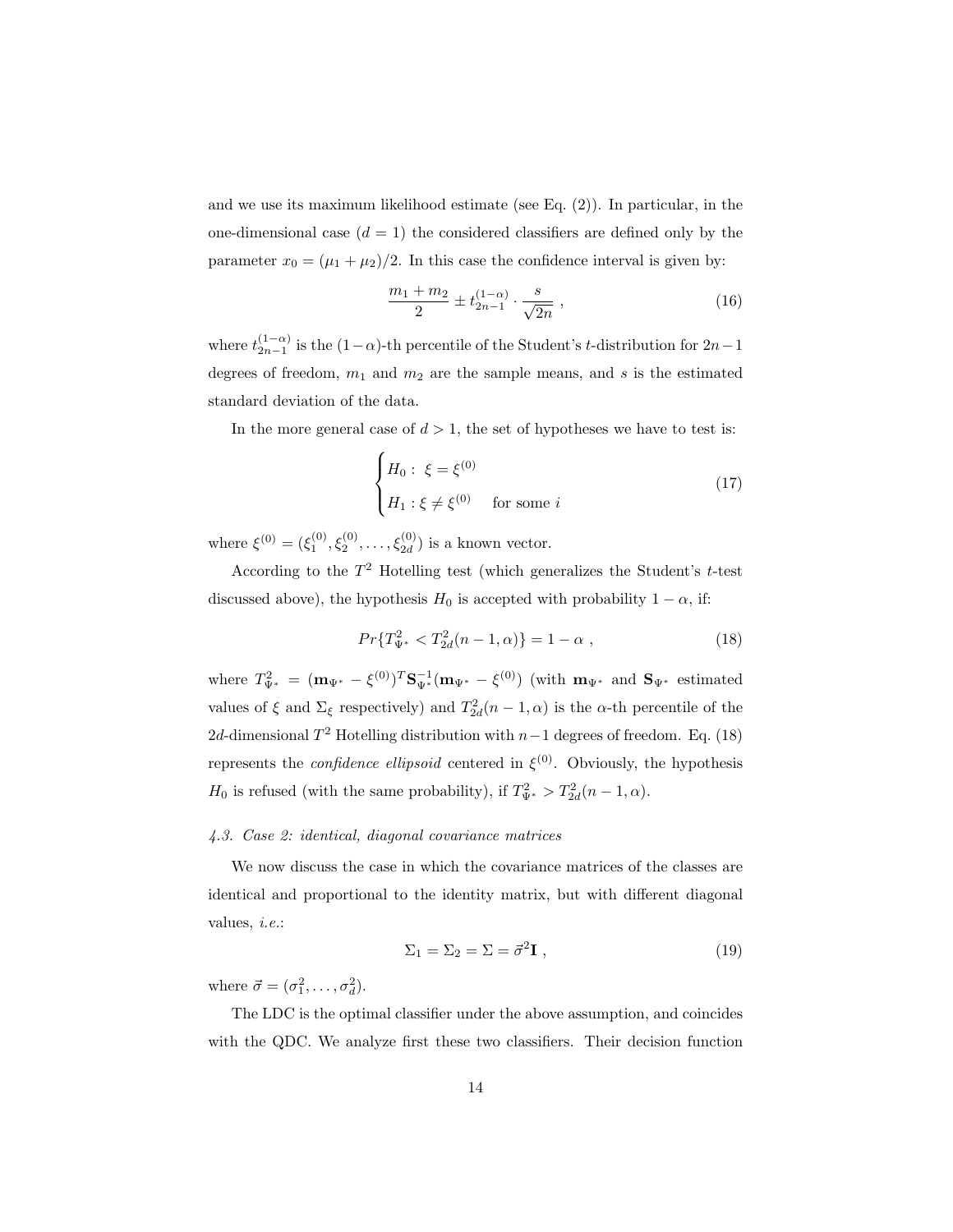and we use its maximum likelihood estimate (see Eq. (2)). In particular, in the one-dimensional case ($d = 1$) the considered classifiers are defined only by the parameter $x_0 = (\mu_1 + \mu_2)/2$. In this case the confidence interval is given by:

$$\frac{m_1 + m_2}{2} \pm t_{2n-1}^{(1-\alpha)} \cdot \frac{s}{\sqrt{2n}} \; , \tag{16}$$

where $t_{2n-1}^{(1-\alpha)}$ is the $(1-\alpha)$-th percentile of the Student's $t$-distribution for $2n-1$ degrees of freedom, $m_1$ and $m_2$ are the sample means, and $s$ is the estimated standard deviation of the data.

In the more general case of $d > 1$, the set of hypotheses we have to test is:

$$\begin{cases} H_0: \; \xi = \xi^{(0)} \\ H_1: \xi \neq \xi^{(0)} \quad \text{ for some } i \end{cases} \tag{17}$$

where $\xi^{(0)} = (\xi_1^{(0)}, \xi_2^{(0)}, \ldots, \xi_{2d}^{(0)})$ is a known vector.

According to the $T^2$ Hotelling test (which generalizes the Student's $t$-test discussed above), the hypothesis $H_0$ is accepted with probability $1 - \alpha$, if:

$$Pr\{T^2_{\Psi^*} < T^2_{2d}(n-1, \alpha)\} = 1 - \alpha \; , \tag{18}$$

where $T^2_{\Psi^*} = (\mathbf{m}_{\Psi^*} - \xi^{(0)})^T \mathbf{S}^{-1}_{\Psi^*} (\mathbf{m}_{\Psi^*} - \xi^{(0)})$ (with $\mathbf{m}_{\Psi^*}$ and $\mathbf{S}_{\Psi^*}$ estimated values of $\xi$ and $\Sigma_\xi$ respectively) and $T^2_{2d}(n-1, \alpha)$ is the $\alpha$-th percentile of the $2d$-dimensional $T^2$ Hotelling distribution with $n-1$ degrees of freedom. Eq. (18) represents the *confidence ellipsoid* centered in $\xi^{(0)}$. Obviously, the hypothesis $H_0$ is refused (with the same probability), if $T^2_{\Psi^*} > T^2_{2d}(n-1, \alpha)$.

### *4.3. Case 2: identical, diagonal covariance matrices*

We now discuss the case in which the covariance matrices of the classes are identical and proportional to the identity matrix, but with different diagonal values, *i.e.*:

$$\Sigma_1 = \Sigma_2 = \Sigma = \vec{\sigma}^2 \mathbf{I} \; , \tag{19}$$

where $\vec{\sigma} = (\sigma_1^2, \ldots, \sigma_d^2)$.

The LDC is the optimal classifier under the above assumption, and coincides with the QDC. We analyze first these two classifiers. Their decision function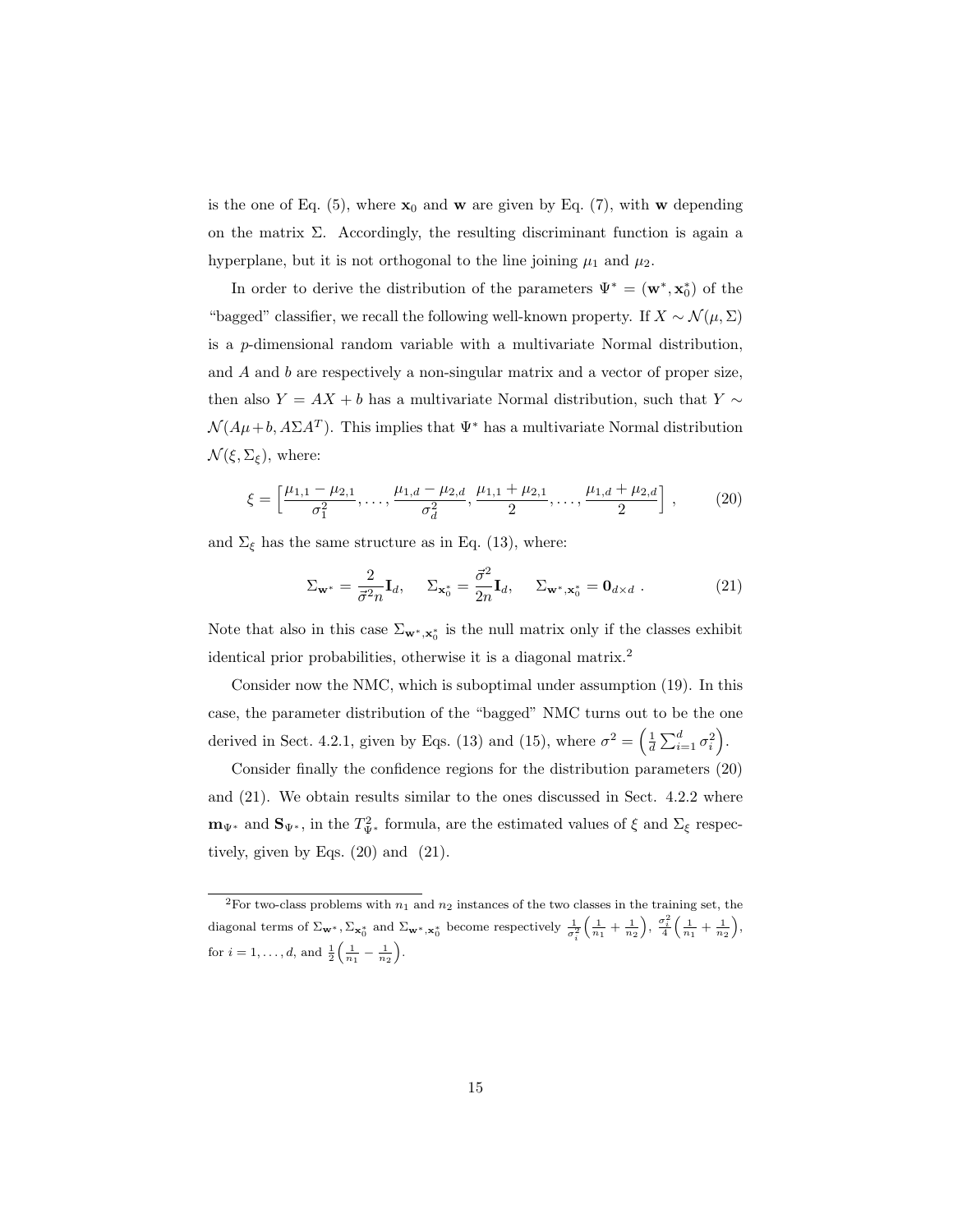is the one of Eq. (5), where $\mathbf{x}_0$ and $\mathbf{w}$ are given by Eq. (7), with $\mathbf{w}$ depending on the matrix $\Sigma$. Accordingly, the resulting discriminant function is again a hyperplane, but it is not orthogonal to the line joining $\mu_1$ and $\mu_2$.

In order to derive the distribution of the parameters $\Psi^* = (\mathbf{w}^*, \mathbf{x}_0^*)$ of the "bagged" classifier, we recall the following well-known property. If $X \sim \mathcal{N}(\mu, \Sigma)$ is a $p$-dimensional random variable with a multivariate Normal distribution, and $A$ and $b$ are respectively a non-singular matrix and a vector of proper size, then also $Y = AX + b$ has a multivariate Normal distribution, such that $Y \sim \mathcal{N}(A\mu + b, A\Sigma A^T)$. This implies that $\Psi^*$ has a multivariate Normal distribution $\mathcal{N}(\xi, \Sigma_\xi)$, where:

$$\xi = \left[\frac{\mu_{1,1} - \mu_{2,1}}{\sigma_1^2}, \ldots, \frac{\mu_{1,d} - \mu_{2,d}}{\sigma_d^2}, \frac{\mu_{1,1} + \mu_{2,1}}{2}, \ldots, \frac{\mu_{1,d} + \mu_{2,d}}{2}\right], \tag{20}$$

and $\Sigma_\xi$ has the same structure as in Eq. (13), where:

$$\Sigma_{\mathbf{w}^*} = \frac{2}{\vec{\sigma}^2 n}\mathbf{I}_d, \quad \Sigma_{\mathbf{x}_0^*} = \frac{\vec{\sigma}^2}{2n}\mathbf{I}_d, \quad \Sigma_{\mathbf{w}^*, \mathbf{x}_0^*} = \mathbf{0}_{d \times d} \ . \tag{21}$$

Note that also in this case $\Sigma_{\mathbf{w}^*, \mathbf{x}_0^*}$ is the null matrix only if the classes exhibit identical prior probabilities, otherwise it is a diagonal matrix.[2]

Consider now the NMC, which is suboptimal under assumption (19). In this case, the parameter distribution of the "bagged" NMC turns out to be the one derived in Sect. 4.2.1, given by Eqs. (13) and (15), where $\sigma^2 = \left(\frac{1}{d}\sum_{i=1}^{d} \sigma_i^2\right)$.

Consider finally the confidence regions for the distribution parameters (20) and (21). We obtain results similar to the ones discussed in Sect. 4.2.2 where $\mathbf{m}_{\Psi^*}$ and $\mathbf{S}_{\Psi^*}$, in the $T^2_{\Psi^*}$ formula, are the estimated values of $\xi$ and $\Sigma_\xi$ respectively, given by Eqs. (20) and (21).

[2] For two-class problems with $n_1$ and $n_2$ instances of the two classes in the training set, the diagonal terms of $\Sigma_{\mathbf{w}^*}, \Sigma_{\mathbf{x}_0^*}$ and $\Sigma_{\mathbf{w}^*, \mathbf{x}_0^*}$ become respectively $\frac{1}{\sigma_i^2}\left(\frac{1}{n_1} + \frac{1}{n_2}\right)$, $\frac{\sigma_i^2}{4}\left(\frac{1}{n_1} + \frac{1}{n_2}\right)$, for $i = 1, \ldots, d$, and $\frac{1}{2}\left(\frac{1}{n_1} - \frac{1}{n_2}\right)$.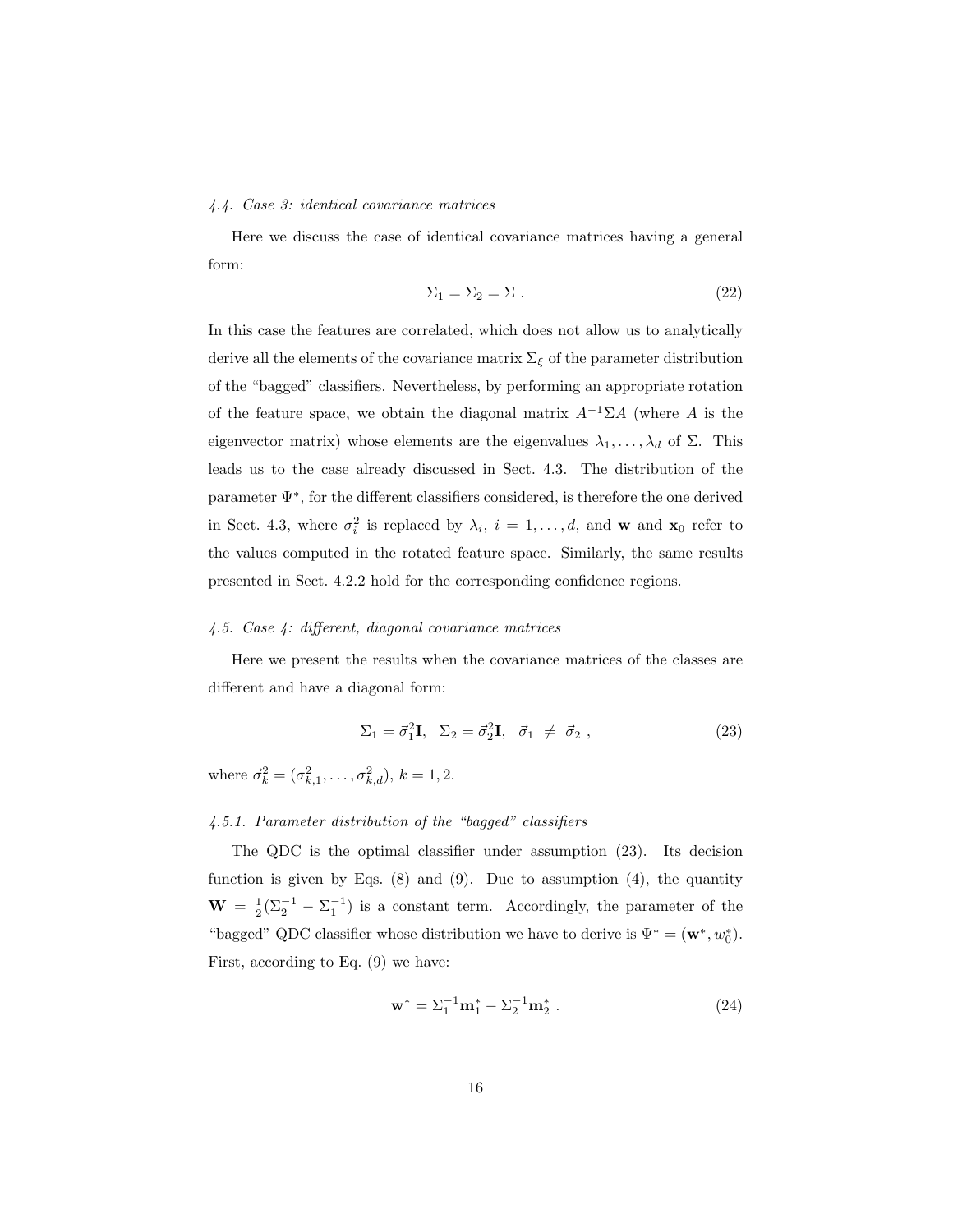### *4.4. Case 3: identical covariance matrices*

Here we discuss the case of identical covariance matrices having a general form:

$$\Sigma_1 = \Sigma_2 = \Sigma \ . \tag{22}$$

In this case the features are correlated, which does not allow us to analytically derive all the elements of the covariance matrix $\Sigma_\xi$ of the parameter distribution of the "bagged" classifiers. Nevertheless, by performing an appropriate rotation of the feature space, we obtain the diagonal matrix $A^{-1}\Sigma A$ (where $A$ is the eigenvector matrix) whose elements are the eigenvalues $\lambda_1, \ldots, \lambda_d$ of $\Sigma$. This leads us to the case already discussed in Sect. 4.3. The distribution of the parameter $\Psi^*$, for the different classifiers considered, is therefore the one derived in Sect. 4.3, where $\sigma_i^2$ is replaced by $\lambda_i$, $i = 1, \ldots, d$, and $\mathbf{w}$ and $\mathbf{x}_0$ refer to the values computed in the rotated feature space. Similarly, the same results presented in Sect. 4.2.2 hold for the corresponding confidence regions.

### *4.5. Case 4: different, diagonal covariance matrices*

Here we present the results when the covariance matrices of the classes are different and have a diagonal form:

$$\Sigma_1 = \vec{\sigma}_1^2 \mathbf{I}, \ \ \Sigma_2 = \vec{\sigma}_2^2 \mathbf{I}, \ \ \vec{\sigma}_1 \ \neq \ \vec{\sigma}_2 \ , \tag{23}$$

where $\vec{\sigma}_k^2 = (\sigma_{k,1}^2, \ldots, \sigma_{k,d}^2)$, $k = 1, 2$.

#### *4.5.1. Parameter distribution of the "bagged" classifiers*

The QDC is the optimal classifier under assumption (23). Its decision function is given by Eqs. (8) and (9). Due to assumption (4), the quantity $\mathbf{W} = \frac{1}{2}(\Sigma_2^{-1} - \Sigma_1^{-1})$ is a constant term. Accordingly, the parameter of the "bagged" QDC classifier whose distribution we have to derive is $\Psi^* = (\mathbf{w}^*, w_0^*)$. First, according to Eq. (9) we have:

$$\mathbf{w}^* = \Sigma_1^{-1}\mathbf{m}_1^* - \Sigma_2^{-1}\mathbf{m}_2^* \ . \tag{24}$$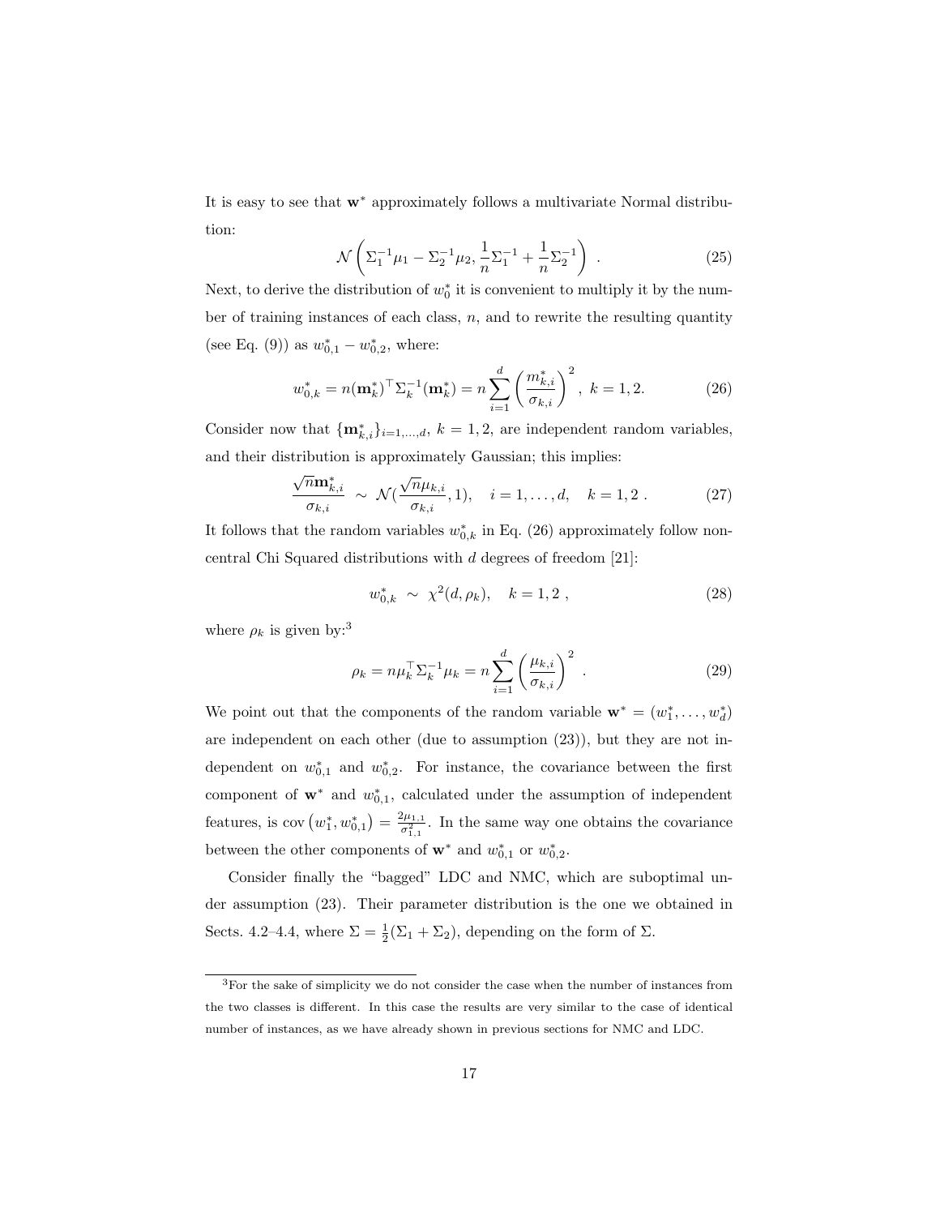It is easy to see that $\mathbf{w}^*$ approximately follows a multivariate Normal distribution:

$$\mathcal{N}\left(\Sigma_1^{-1}\mu_1 - \Sigma_2^{-1}\mu_2, \frac{1}{n}\Sigma_1^{-1} + \frac{1}{n}\Sigma_2^{-1}\right) \ . \tag{25}$$

Next, to derive the distribution of $w_0^*$ it is convenient to multiply it by the number of training instances of each class, $n$, and to rewrite the resulting quantity (see Eq. (9)) as $w_{0,1}^* - w_{0,2}^*$, where:

$$w_{0,k}^* = n(\mathbf{m}_k^*)^\top \Sigma_k^{-1}(\mathbf{m}_k^*) = n\sum_{i=1}^{d}\left(\frac{m_{k,i}^*}{\sigma_{k,i}}\right)^2, \ k = 1, 2. \tag{26}$$

Consider now that $\{\mathbf{m}_{k,i}^*\}_{i=1,\ldots,d}$, $k = 1, 2$, are independent random variables, and their distribution is approximately Gaussian; this implies:

$$\frac{\sqrt{n}\mathbf{m}_{k,i}^*}{\sigma_{k,i}} \ \sim \ \mathcal{N}(\frac{\sqrt{n}\mu_{k,i}}{\sigma_{k,i}}, 1), \quad i = 1, \ldots, d, \quad k = 1, 2 \ . \tag{27}$$

It follows that the random variables $w_{0,k}^*$ in Eq. (26) approximately follow non-central Chi Squared distributions with $d$ degrees of freedom [21]:

$$w_{0,k}^* \ \sim \ \chi^2(d, \rho_k), \quad k = 1, 2 \ , \tag{28}$$

where $\rho_k$ is given by:[3]

$$\rho_k = n\mu_k^\top \Sigma_k^{-1}\mu_k = n\sum_{i=1}^{d}\left(\frac{\mu_{k,i}}{\sigma_{k,i}}\right)^2 \ . \tag{29}$$

We point out that the components of the random variable $\mathbf{w}^* = (w_1^*, \ldots, w_d^*)$ are independent on each other (due to assumption (23)), but they are not independent on $w_{0,1}^*$ and $w_{0,2}^*$. For instance, the covariance between the first component of $\mathbf{w}^*$ and $w_{0,1}^*$, calculated under the assumption of independent features, is $\text{cov}\left(w_1^*, w_{0,1}^*\right) = \frac{2\mu_{1,1}}{\sigma_{1,1}^2}$. In the same way one obtains the covariance between the other components of $\mathbf{w}^*$ and $w_{0,1}^*$ or $w_{0,2}^*$.

Consider finally the "bagged" LDC and NMC, which are suboptimal under assumption (23). Their parameter distribution is the one we obtained in Sects. 4.2–4.4, where $\Sigma = \frac{1}{2}(\Sigma_1 + \Sigma_2)$, depending on the form of $\Sigma$.

[3] For the sake of simplicity we do not consider the case when the number of instances from the two classes is different. In this case the results are very similar to the case of identical number of instances, as we have already shown in previous sections for NMC and LDC.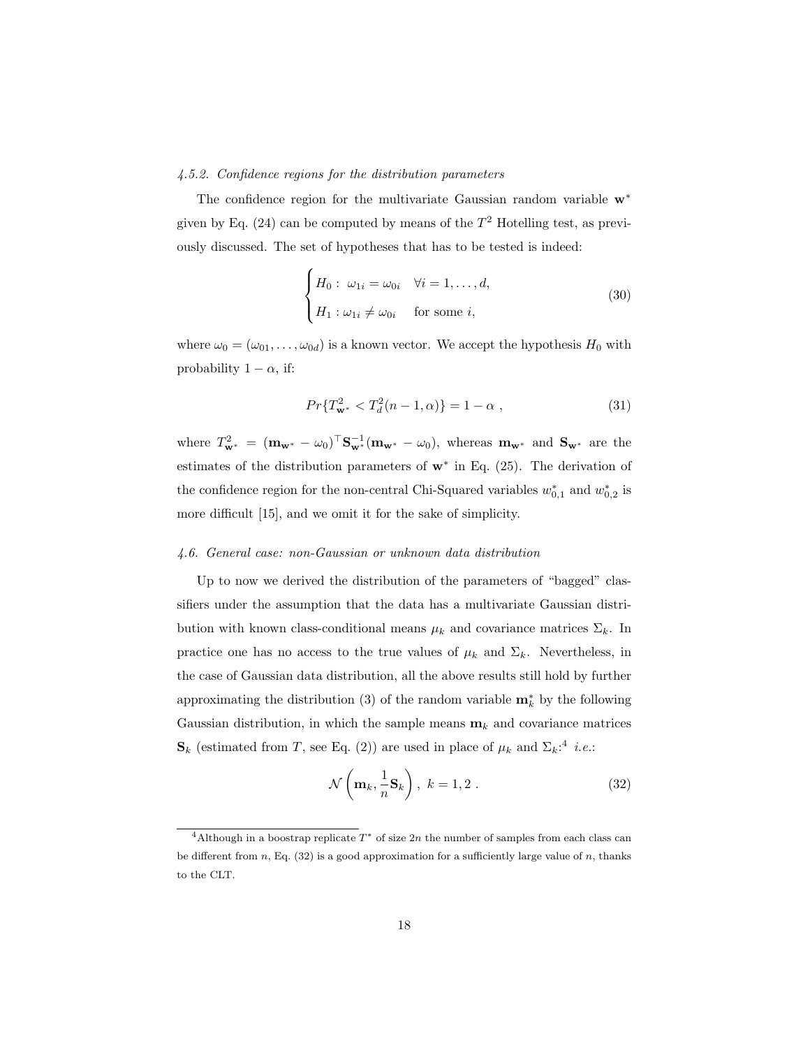#### 4.5.2. Confidence regions for the distribution parameters

The confidence region for the multivariate Gaussian random variable $\mathbf{w}^*$ given by Eq. (24) can be computed by means of the $T^2$ Hotelling test, as previously discussed. The set of hypotheses that has to be tested is indeed:

$$\begin{cases} H_0 : \ \omega_{1i} = \omega_{0i} \quad \forall i = 1, \dots, d, \\ H_1 : \omega_{1i} \neq \omega_{0i} \quad \text{for some } i, \end{cases} \tag{30}$$

where $\omega_0 = (\omega_{01}, \dots, \omega_{0d})$ is a known vector. We accept the hypothesis $H_0$ with probability $1 - \alpha$, if:

$$Pr\{T^2_{\mathbf{w}^*} < T^2_d(n-1, \alpha)\} = 1 - \alpha \ , \tag{31}$$

where $T^2_{\mathbf{w}^*} = (\mathbf{m}_{\mathbf{w}^*} - \omega_0)^\top \mathbf{S}^{-1}_{\mathbf{w}^*}(\mathbf{m}_{\mathbf{w}^*} - \omega_0)$, whereas $\mathbf{m}_{\mathbf{w}^*}$ and $\mathbf{S}_{\mathbf{w}^*}$ are the estimates of the distribution parameters of $\mathbf{w}^*$ in Eq. (25). The derivation of the confidence region for the non-central Chi-Squared variables $w^*_{0,1}$ and $w^*_{0,2}$ is more difficult [15], and we omit it for the sake of simplicity.

### 4.6. General case: non-Gaussian or unknown data distribution

Up to now we derived the distribution of the parameters of "bagged" classifiers under the assumption that the data has a multivariate Gaussian distribution with known class-conditional means $\mu_k$ and covariance matrices $\Sigma_k$. In practice one has no access to the true values of $\mu_k$ and $\Sigma_k$. Nevertheless, in the case of Gaussian data distribution, all the above results still hold by further approximating the distribution (3) of the random variable $\mathbf{m}^*_k$ by the following Gaussian distribution, in which the sample means $\mathbf{m}_k$ and covariance matrices $\mathbf{S}_k$ (estimated from $T$, see Eq. (2)) are used in place of $\mu_k$ and $\Sigma_k$:[4] *i.e.*:

$$\mathcal{N}\left(\mathbf{m}_k, \frac{1}{n}\mathbf{S}_k\right), \ k = 1, 2 \ . \tag{32}$$

[4] Although in a boostrap replicate $T^*$ of size $2n$ the number of samples from each class can be different from $n$, Eq. (32) is a good approximation for a sufficiently large value of $n$, thanks to the CLT.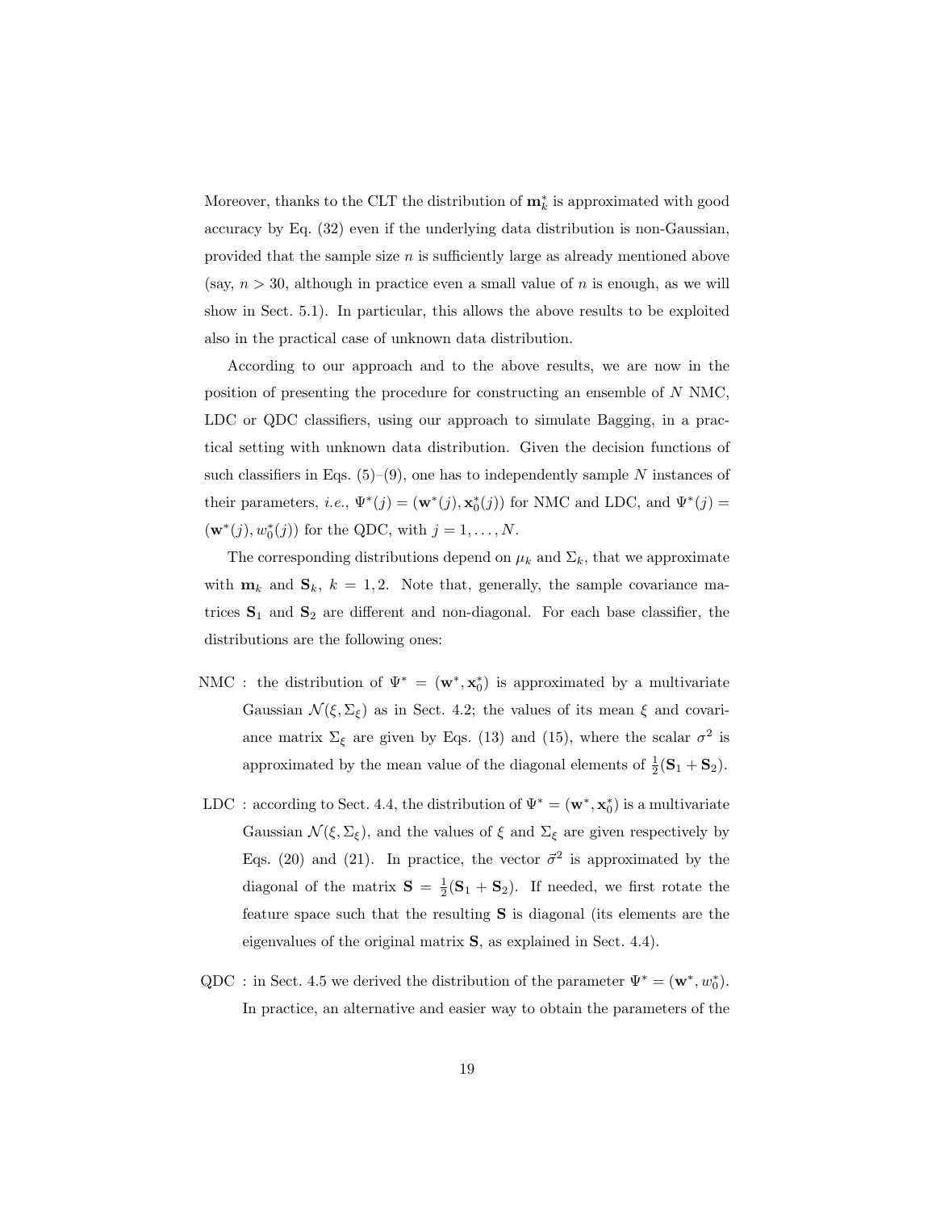Moreover, thanks to the CLT the distribution of $\mathbf{m}_k^*$ is approximated with good accuracy by Eq. (32) even if the underlying data distribution is non-Gaussian, provided that the sample size $n$ is sufficiently large as already mentioned above (say, $n > 30$, although in practice even a small value of $n$ is enough, as we will show in Sect. 5.1). In particular, this allows the above results to be exploited also in the practical case of unknown data distribution.

According to our approach and to the above results, we are now in the position of presenting the procedure for constructing an ensemble of $N$ NMC, LDC or QDC classifiers, using our approach to simulate Bagging, in a practical setting with unknown data distribution. Given the decision functions of such classifiers in Eqs. (5)–(9), one has to independently sample $N$ instances of their parameters, *i.e.*, $\Psi^*(j) = (\mathbf{w}^*(j), \mathbf{x}_0^*(j))$ for NMC and LDC, and $\Psi^*(j) = (\mathbf{w}^*(j), w_0^*(j))$ for the QDC, with $j = 1, \ldots, N$.

The corresponding distributions depend on $\mu_k$ and $\Sigma_k$, that we approximate with $\mathbf{m}_k$ and $\mathbf{S}_k$, $k = 1, 2$. Note that, generally, the sample covariance matrices $\mathbf{S}_1$ and $\mathbf{S}_2$ are different and non-diagonal. For each base classifier, the distributions are the following ones:

- NMC : the distribution of $\Psi^* = (\mathbf{w}^*, \mathbf{x}_0^*)$ is approximated by a multivariate Gaussian $\mathcal{N}(\xi, \Sigma_\xi)$ as in Sect. 4.2; the values of its mean $\xi$ and covariance matrix $\Sigma_\xi$ are given by Eqs. (13) and (15), where the scalar $\sigma^2$ is approximated by the mean value of the diagonal elements of $\frac{1}{2}(\mathbf{S}_1 + \mathbf{S}_2)$.

- LDC : according to Sect. 4.4, the distribution of $\Psi^* = (\mathbf{w}^*, \mathbf{x}_0^*)$ is a multivariate Gaussian $\mathcal{N}(\xi, \Sigma_\xi)$, and the values of $\xi$ and $\Sigma_\xi$ are given respectively by Eqs. (20) and (21). In practice, the vector $\vec{\sigma}^2$ is approximated by the diagonal of the matrix $\mathbf{S} = \frac{1}{2}(\mathbf{S}_1 + \mathbf{S}_2)$. If needed, we first rotate the feature space such that the resulting $\mathbf{S}$ is diagonal (its elements are the eigenvalues of the original matrix $\mathbf{S}$, as explained in Sect. 4.4).

- QDC : in Sect. 4.5 we derived the distribution of the parameter $\Psi^* = (\mathbf{w}^*, w_0^*)$. In practice, an alternative and easier way to obtain the parameters of the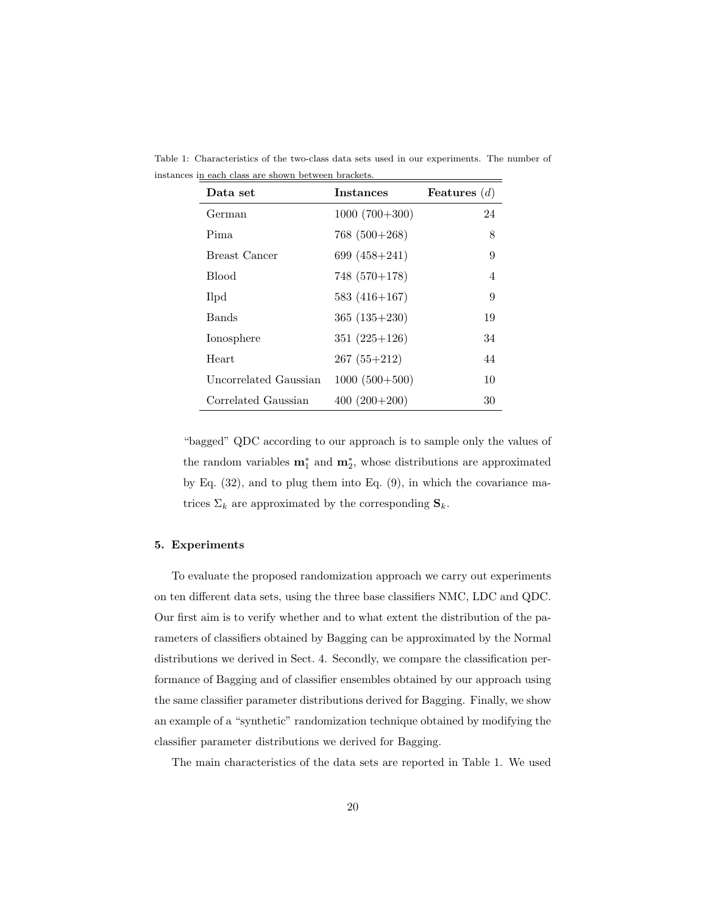Table 1: Characteristics of the two-class data sets used in our experiments. The number of instances in each class are shown between brackets.

| Data set | Instances | Features ($d$) |
|---|---|---|
| German | 1000 (700+300) | 24 |
| Pima | 768 (500+268) | 8 |
| Breast Cancer | 699 (458+241) | 9 |
| Blood | 748 (570+178) | 4 |
| Ilpd | 583 (416+167) | 9 |
| Bands | 365 (135+230) | 19 |
| Ionosphere | 351 (225+126) | 34 |
| Heart | 267 (55+212) | 44 |
| Uncorrelated Gaussian | 1000 (500+500) | 10 |
| Correlated Gaussian | 400 (200+200) | 30 |

"bagged" QDC according to our approach is to sample only the values of the random variables $\mathbf{m}_1^*$ and $\mathbf{m}_2^*$, whose distributions are approximated by Eq. (32), and to plug them into Eq. (9), in which the covariance matrices $\Sigma_k$ are approximated by the corresponding $\mathbf{S}_k$.

## 5. Experiments

To evaluate the proposed randomization approach we carry out experiments on ten different data sets, using the three base classifiers NMC, LDC and QDC. Our first aim is to verify whether and to what extent the distribution of the parameters of classifiers obtained by Bagging can be approximated by the Normal distributions we derived in Sect. 4. Secondly, we compare the classification performance of Bagging and of classifier ensembles obtained by our approach using the same classifier parameter distributions derived for Bagging. Finally, we show an example of a "synthetic" randomization technique obtained by modifying the classifier parameter distributions we derived for Bagging.

The main characteristics of the data sets are reported in Table 1. We used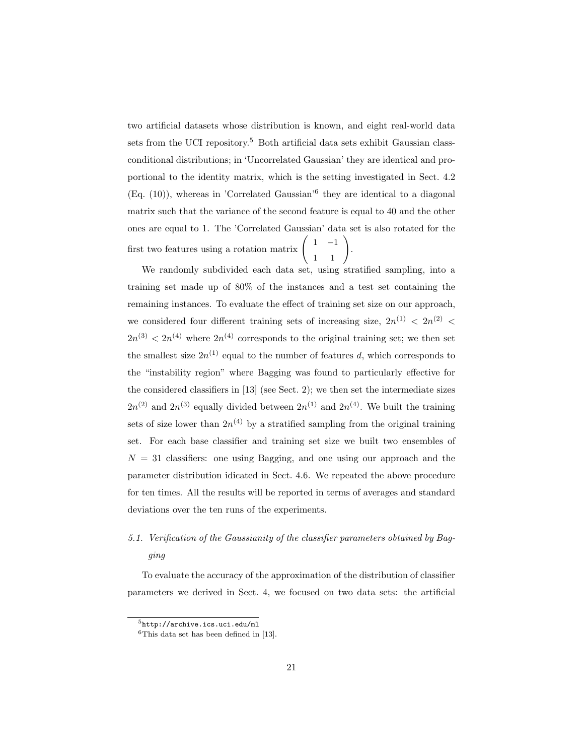two artificial datasets whose distribution is known, and eight real-world data sets from the UCI repository.[5] Both artificial data sets exhibit Gaussian class-conditional distributions; in 'Uncorrelated Gaussian' they are identical and proportional to the identity matrix, which is the setting investigated in Sect. 4.2 (Eq. (10)), whereas in 'Correlated Gaussian'[6] they are identical to a diagonal matrix such that the variance of the second feature is equal to 40 and the other ones are equal to 1. The 'Correlated Gaussian' data set is also rotated for the first two features using a rotation matrix $\begin{pmatrix} 1 & -1 \\ 1 & 1 \end{pmatrix}$.

We randomly subdivided each data set, using stratified sampling, into a training set made up of 80% of the instances and a test set containing the remaining instances. To evaluate the effect of training set size on our approach, we considered four different training sets of increasing size, $2n^{(1)} < 2n^{(2)} < 2n^{(3)} < 2n^{(4)}$ where $2n^{(4)}$ corresponds to the original training set; we then set the smallest size $2n^{(1)}$ equal to the number of features $d$, which corresponds to the "instability region" where Bagging was found to particularly effective for the considered classifiers in [13] (see Sect. 2); we then set the intermediate sizes $2n^{(2)}$ and $2n^{(3)}$ equally divided between $2n^{(1)}$ and $2n^{(4)}$. We built the training sets of size lower than $2n^{(4)}$ by a stratified sampling from the original training set. For each base classifier and training set size we built two ensembles of $N = 31$ classifiers: one using Bagging, and one using our approach and the parameter distribution idicated in Sect. 4.6. We repeated the above procedure for ten times. All the results will be reported in terms of averages and standard deviations over the ten runs of the experiments.

### 5.1. Verification of the Gaussianity of the classifier parameters obtained by Bagging

To evaluate the accuracy of the approximation of the distribution of classifier parameters we derived in Sect. 4, we focused on two data sets: the artificial

[5] http://archive.ics.uci.edu/ml

[6] This data set has been defined in [13].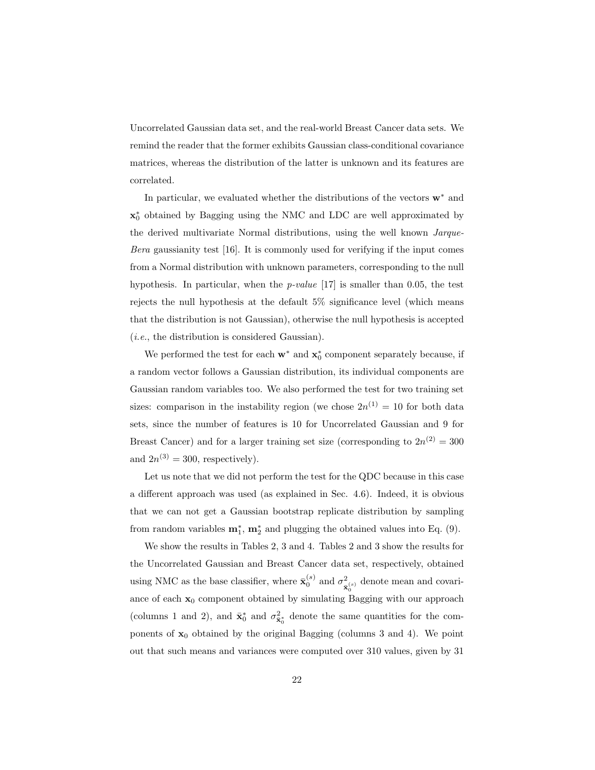Uncorrelated Gaussian data set, and the real-world Breast Cancer data sets. We remind the reader that the former exhibits Gaussian class-conditional covariance matrices, whereas the distribution of the latter is unknown and its features are correlated.

In particular, we evaluated whether the distributions of the vectors $\mathbf{w}^*$ and $\mathbf{x}_0^*$ obtained by Bagging using the NMC and LDC are well approximated by the derived multivariate Normal distributions, using the well known *Jarque-Bera* gaussianity test [16]. It is commonly used for verifying if the input comes from a Normal distribution with unknown parameters, corresponding to the null hypothesis. In particular, when the *p-value* [17] is smaller than 0.05, the test rejects the null hypothesis at the default 5% significance level (which means that the distribution is not Gaussian), otherwise the null hypothesis is accepted (*i.e.*, the distribution is considered Gaussian).

We performed the test for each $\mathbf{w}^*$ and $\mathbf{x}_0^*$ component separately because, if a random vector follows a Gaussian distribution, its individual components are Gaussian random variables too. We also performed the test for two training set sizes: comparison in the instability region (we chose $2n^{(1)} = 10$ for both data sets, since the number of features is 10 for Uncorrelated Gaussian and 9 for Breast Cancer) and for a larger training set size (corresponding to $2n^{(2)} = 300$ and $2n^{(3)} = 300$, respectively).

Let us note that we did not perform the test for the QDC because in this case a different approach was used (as explained in Sec. 4.6). Indeed, it is obvious that we can not get a Gaussian bootstrap replicate distribution by sampling from random variables $\mathbf{m}_1^*$, $\mathbf{m}_2^*$ and plugging the obtained values into Eq. (9).

We show the results in Tables 2, 3 and 4. Tables 2 and 3 show the results for the Uncorrelated Gaussian and Breast Cancer data set, respectively, obtained using NMC as the base classifier, where $\bar{\mathbf{x}}_0^{(s)}$ and $\sigma^2_{\bar{\mathbf{x}}_0^{(s)}}$ denote mean and covariance of each $\mathbf{x}_0$ component obtained by simulating Bagging with our approach (columns 1 and 2), and $\bar{\mathbf{x}}_0^*$ and $\sigma^2_{\bar{\mathbf{x}}_0^*}$ denote the same quantities for the components of $\mathbf{x}_0$ obtained by the original Bagging (columns 3 and 4). We point out that such means and variances were computed over 310 values, given by 31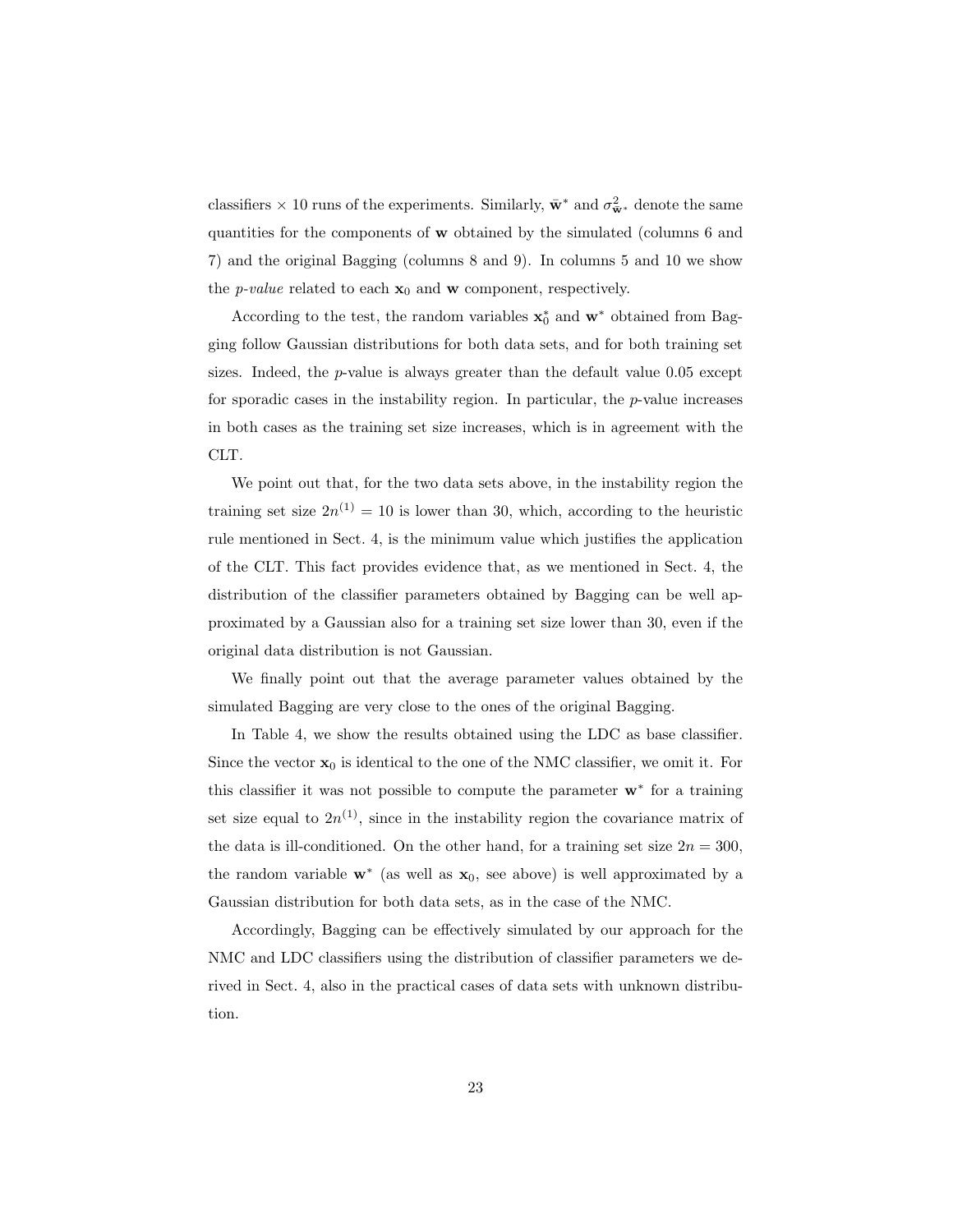classifiers × 10 runs of the experiments. Similarly, $\bar{\mathbf{w}}^*$ and $\sigma^2_{\bar{\mathbf{w}}^*}$ denote the same quantities for the components of $\mathbf{w}$ obtained by the simulated (columns 6 and 7) and the original Bagging (columns 8 and 9). In columns 5 and 10 we show the *p-value* related to each $\mathbf{x}_0$ and $\mathbf{w}$ component, respectively.

According to the test, the random variables $\mathbf{x}_0^*$ and $\mathbf{w}^*$ obtained from Bagging follow Gaussian distributions for both data sets, and for both training set sizes. Indeed, the *p*-value is always greater than the default value 0.05 except for sporadic cases in the instability region. In particular, the *p*-value increases in both cases as the training set size increases, which is in agreement with the CLT.

We point out that, for the two data sets above, in the instability region the training set size $2n^{(1)} = 10$ is lower than 30, which, according to the heuristic rule mentioned in Sect. 4, is the minimum value which justifies the application of the CLT. This fact provides evidence that, as we mentioned in Sect. 4, the distribution of the classifier parameters obtained by Bagging can be well approximated by a Gaussian also for a training set size lower than 30, even if the original data distribution is not Gaussian.

We finally point out that the average parameter values obtained by the simulated Bagging are very close to the ones of the original Bagging.

In Table 4, we show the results obtained using the LDC as base classifier. Since the vector $\mathbf{x}_0$ is identical to the one of the NMC classifier, we omit it. For this classifier it was not possible to compute the parameter $\mathbf{w}^*$ for a training set size equal to $2n^{(1)}$, since in the instability region the covariance matrix of the data is ill-conditioned. On the other hand, for a training set size $2n = 300$, the random variable $\mathbf{w}^*$ (as well as $\mathbf{x}_0$, see above) is well approximated by a Gaussian distribution for both data sets, as in the case of the NMC.

Accordingly, Bagging can be effectively simulated by our approach for the NMC and LDC classifiers using the distribution of classifier parameters we derived in Sect. 4, also in the practical cases of data sets with unknown distribution.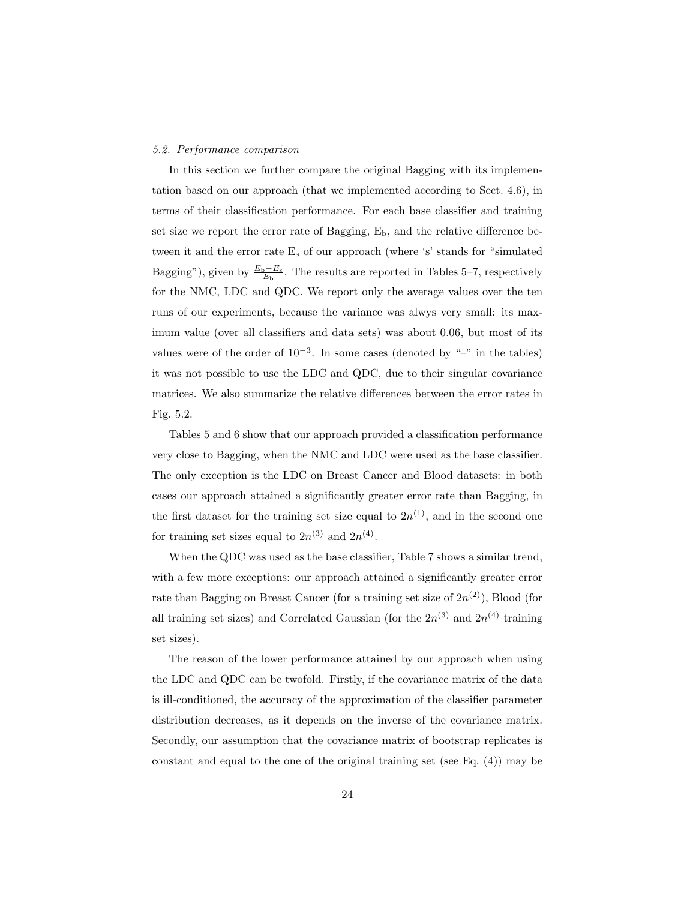### 5.2. Performance comparison

In this section we further compare the original Bagging with its implementation based on our approach (that we implemented according to Sect. 4.6), in terms of their classification performance. For each base classifier and training set size we report the error rate of Bagging, $E_b$, and the relative difference between it and the error rate $E_s$ of our approach (where 's' stands for "simulated Bagging"), given by $\frac{E_b - E_s}{E_b}$. The results are reported in Tables 5–7, respectively for the NMC, LDC and QDC. We report only the average values over the ten runs of our experiments, because the variance was alwys very small: its maximum value (over all classifiers and data sets) was about 0.06, but most of its values were of the order of $10^{-3}$. In some cases (denoted by "–" in the tables) it was not possible to use the LDC and QDC, due to their singular covariance matrices. We also summarize the relative differences between the error rates in Fig. 5.2.

Tables 5 and 6 show that our approach provided a classification performance very close to Bagging, when the NMC and LDC were used as the base classifier. The only exception is the LDC on Breast Cancer and Blood datasets: in both cases our approach attained a significantly greater error rate than Bagging, in the first dataset for the training set size equal to $2n^{(1)}$, and in the second one for training set sizes equal to $2n^{(3)}$ and $2n^{(4)}$.

When the QDC was used as the base classifier, Table 7 shows a similar trend, with a few more exceptions: our approach attained a significantly greater error rate than Bagging on Breast Cancer (for a training set size of $2n^{(2)}$), Blood (for all training set sizes) and Correlated Gaussian (for the $2n^{(3)}$ and $2n^{(4)}$ training set sizes).

The reason of the lower performance attained by our approach when using the LDC and QDC can be twofold. Firstly, if the covariance matrix of the data is ill-conditioned, the accuracy of the approximation of the classifier parameter distribution decreases, as it depends on the inverse of the covariance matrix. Secondly, our assumption that the covariance matrix of bootstrap replicates is constant and equal to the one of the original training set (see Eq. (4)) may be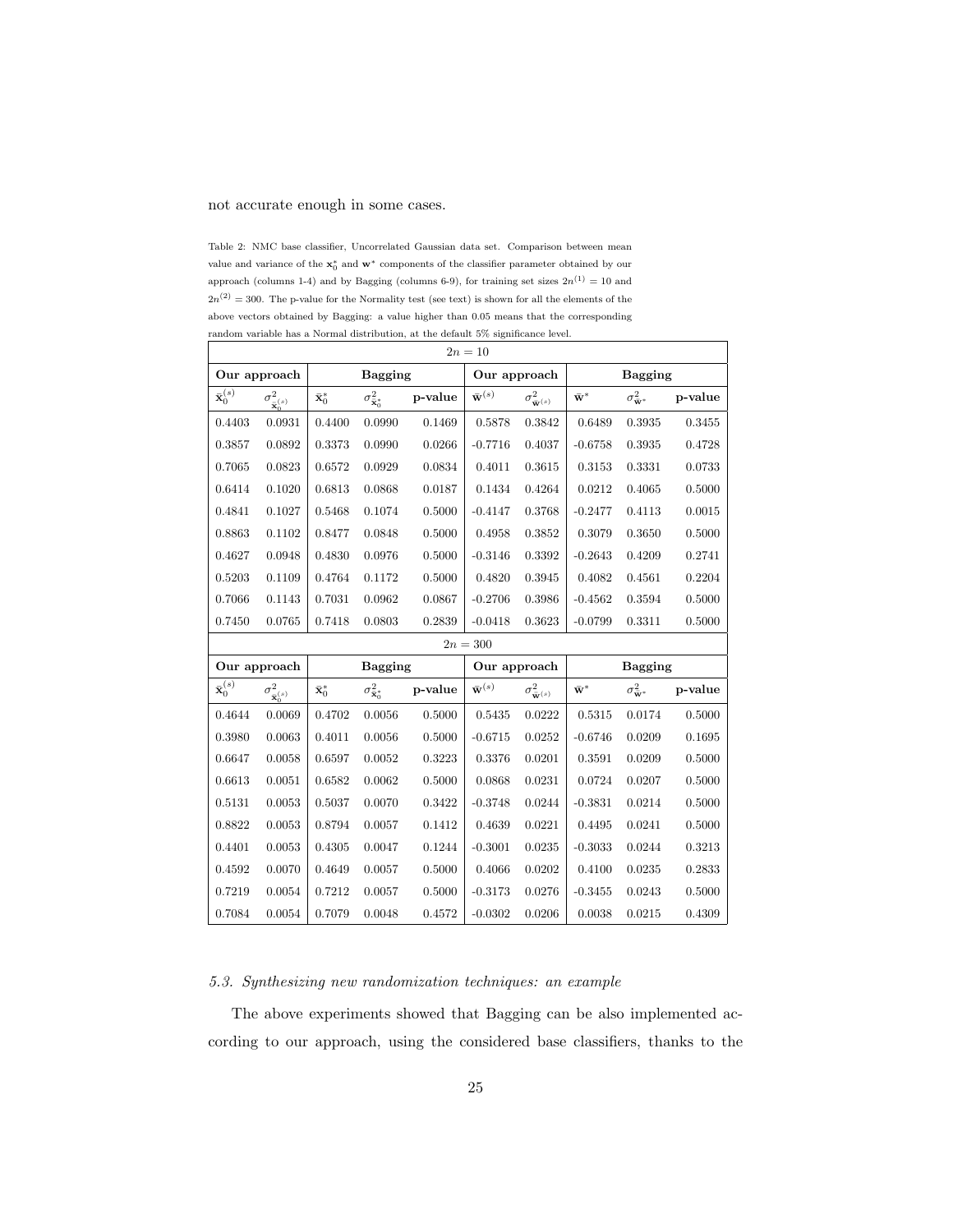not accurate enough in some cases.

Table 2: NMC base classifier, Uncorrelated Gaussian data set. Comparison between mean value and variance of the $\mathbf{x}_0^*$ and $\mathbf{w}^*$ components of the classifier parameter obtained by our approach (columns 1-4) and by Bagging (columns 6-9), for training set sizes $2n^{(1)} = 10$ and $2n^{(2)} = 300$. The p-value for the Normality test (see text) is shown for all the elements of the above vectors obtained by Bagging: a value higher than 0.05 means that the corresponding random variable has a Normal distribution, at the default 5% significance level.

| $2n = 10$ | | | | | | | | | |
|---|---|---|---|---|---|---|---|---|---|
| **Our approach** | | **Bagging** | | | **Our approach** | | **Bagging** | | |
| $\bar{\mathbf{x}}_0^{(s)}$ | $\sigma^2_{\mathbf{x}_0^{(s)}}$ | $\bar{\mathbf{x}}_0^*$ | $\sigma^2_{\mathbf{x}_0^*}$ | **p-value** | $\bar{\mathbf{w}}^{(s)}$ | $\sigma^2_{\mathbf{w}^{(s)}}$ | $\bar{\mathbf{w}}^*$ | $\sigma^2_{\mathbf{w}^*}$ | **p-value** |
| 0.4403 | 0.0931 | 0.4400 | 0.0990 | 0.1469 | 0.5878 | 0.3842 | 0.6489 | 0.3935 | 0.3455 |
| 0.3857 | 0.0892 | 0.3373 | 0.0990 | 0.0266 | -0.7716 | 0.4037 | -0.6758 | 0.3935 | 0.4728 |
| 0.7065 | 0.0823 | 0.6572 | 0.0929 | 0.0834 | 0.4011 | 0.3615 | 0.3153 | 0.3331 | 0.0733 |
| 0.6414 | 0.1020 | 0.6813 | 0.0868 | 0.0187 | 0.1434 | 0.4264 | 0.0212 | 0.4065 | 0.5000 |
| 0.4841 | 0.1027 | 0.5468 | 0.1074 | 0.5000 | -0.4147 | 0.3768 | -0.2477 | 0.4113 | 0.0015 |
| 0.8863 | 0.1102 | 0.8477 | 0.0848 | 0.5000 | 0.4958 | 0.3852 | 0.3079 | 0.3650 | 0.5000 |
| 0.4627 | 0.0948 | 0.4830 | 0.0976 | 0.5000 | -0.3146 | 0.3392 | -0.2643 | 0.4209 | 0.2741 |
| 0.5203 | 0.1109 | 0.4764 | 0.1172 | 0.5000 | 0.4820 | 0.3945 | 0.4082 | 0.4561 | 0.2204 |
| 0.7066 | 0.1143 | 0.7031 | 0.0962 | 0.0867 | -0.2706 | 0.3986 | -0.4562 | 0.3594 | 0.5000 |
| 0.7450 | 0.0765 | 0.7418 | 0.0803 | 0.2839 | -0.0418 | 0.3623 | -0.0799 | 0.3311 | 0.5000 |
| $2n = 300$ | | | | | | | | | |
| **Our approach** | | **Bagging** | | | **Our approach** | | **Bagging** | | |
| $\bar{\mathbf{x}}_0^{(s)}$ | $\sigma^2_{\mathbf{x}_0^{(s)}}$ | $\bar{\mathbf{x}}_0^*$ | $\sigma^2_{\mathbf{x}_0^*}$ | **p-value** | $\bar{\mathbf{w}}^{(s)}$ | $\sigma^2_{\mathbf{w}^{(s)}}$ | $\bar{\mathbf{w}}^*$ | $\sigma^2_{\mathbf{w}^*}$ | **p-value** |
| 0.4644 | 0.0069 | 0.4702 | 0.0056 | 0.5000 | 0.5435 | 0.0222 | 0.5315 | 0.0174 | 0.5000 |
| 0.3980 | 0.0063 | 0.4011 | 0.0056 | 0.5000 | -0.6715 | 0.0252 | -0.6746 | 0.0209 | 0.1695 |
| 0.6647 | 0.0058 | 0.6597 | 0.0052 | 0.3223 | 0.3376 | 0.0201 | 0.3591 | 0.0209 | 0.5000 |
| 0.6613 | 0.0051 | 0.6582 | 0.0062 | 0.5000 | 0.0868 | 0.0231 | 0.0724 | 0.0207 | 0.5000 |
| 0.5131 | 0.0053 | 0.5037 | 0.0070 | 0.3422 | -0.3748 | 0.0244 | -0.3831 | 0.0214 | 0.5000 |
| 0.8822 | 0.0053 | 0.8794 | 0.0057 | 0.1412 | 0.4639 | 0.0221 | 0.4495 | 0.0241 | 0.5000 |
| 0.4401 | 0.0053 | 0.4305 | 0.0047 | 0.1244 | -0.3001 | 0.0235 | -0.3033 | 0.0244 | 0.3213 |
| 0.4592 | 0.0070 | 0.4649 | 0.0057 | 0.5000 | 0.4066 | 0.0202 | 0.4100 | 0.0235 | 0.2833 |
| 0.7219 | 0.0054 | 0.7212 | 0.0057 | 0.5000 | -0.3173 | 0.0276 | -0.3455 | 0.0243 | 0.5000 |
| 0.7084 | 0.0054 | 0.7079 | 0.0048 | 0.4572 | -0.0302 | 0.0206 | 0.0038 | 0.0215 | 0.4309 |

### *5.3. Synthesizing new randomization techniques: an example*

The above experiments showed that Bagging can be also implemented according to our approach, using the considered base classifiers, thanks to the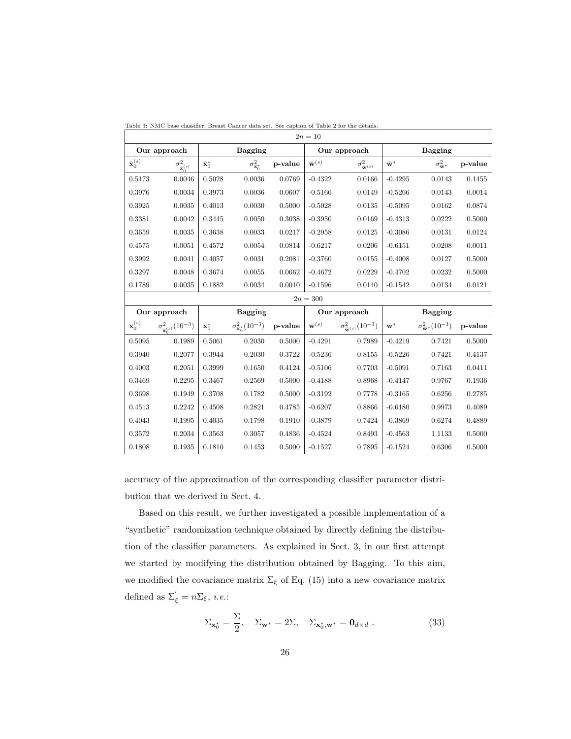Table 3: NMC base classifier, Breast Cancer data set. See caption of Table 2 for the details.

| $2n = 10$ | | | | | | | | | |
|---|---|---|---|---|---|---|---|---|---|
| **Our approach** | | **Bagging** | | | **Our approach** | | **Bagging** | | |
| $\bar{\mathbf{x}}_0^{(s)}$ | $\sigma^2_{\bar{\mathbf{x}}_0^{(s)}}$ | $\bar{\mathbf{x}}_0^*$ | $\sigma^2_{\bar{\mathbf{x}}_0^*}$ | **p-value** | $\bar{\mathbf{w}}^{(s)}$ | $\sigma^2_{\bar{\mathbf{w}}^{(s)}}$ | $\bar{\mathbf{w}}^*$ | $\sigma^2_{\bar{\mathbf{w}}^*}$ | **p-value** |
| 0.5173 | 0.0046 | 0.5028 | 0.0036 | 0.0769 | -0.4322 | 0.0166 | -0.4295 | 0.0143 | 0.1455 |
| 0.3976 | 0.0034 | 0.3973 | 0.0036 | 0.0607 | -0.5166 | 0.0149 | -0.5266 | 0.0143 | 0.0014 |
| 0.3925 | 0.0035 | 0.4013 | 0.0030 | 0.5000 | -0.5028 | 0.0135 | -0.5095 | 0.0162 | 0.0874 |
| 0.3381 | 0.0042 | 0.3445 | 0.0050 | 0.3038 | -0.3950 | 0.0169 | -0.4313 | 0.0222 | 0.5000 |
| 0.3659 | 0.0035 | 0.3638 | 0.0033 | 0.0217 | -0.2958 | 0.0125 | -0.3086 | 0.0131 | 0.0124 |
| 0.4575 | 0.0051 | 0.4572 | 0.0054 | 0.0814 | -0.6217 | 0.0206 | -0.6151 | 0.0208 | 0.0011 |
| 0.3992 | 0.0041 | 0.4057 | 0.0031 | 0.2081 | -0.3760 | 0.0155 | -0.4008 | 0.0127 | 0.5000 |
| 0.3297 | 0.0048 | 0.3674 | 0.0055 | 0.0662 | -0.4672 | 0.0229 | -0.4702 | 0.0232 | 0.5000 |
| 0.1789 | 0.0035 | 0.1882 | 0.0034 | 0.0010 | -0.1596 | 0.0140 | -0.1542 | 0.0134 | 0.0121 |
| $2n = 300$ | | | | | | | | | |
| **Our approach** | | **Bagging** | | | **Our approach** | | **Bagging** | | |
| $\bar{\mathbf{x}}_0^{(s)}$ | $\sigma^2_{\bar{\mathbf{x}}_0^{(s)}}(10^{-3})$ | $\bar{\mathbf{x}}_0^*$ | $\sigma^2_{\bar{\mathbf{x}}_0^*}(10^{-3})$ | **p-value** | $\bar{\mathbf{w}}^{(s)}$ | $\sigma^2_{\bar{\mathbf{w}}^{(s)}}(10^{-3})$ | $\bar{\mathbf{w}}^*$ | $\sigma^2_{\bar{\mathbf{w}}^*}(10^{-3})$ | **p-value** |
| 0.5095 | 0.1989 | 0.5061 | 0.2030 | 0.5000 | -0.4291 | 0.7989 | -0.4219 | 0.7421 | 0.5000 |
| 0.3940 | 0.2077 | 0.3944 | 0.2030 | 0.3722 | -0.5236 | 0.8155 | -0.5226 | 0.7421 | 0.4137 |
| 0.4003 | 0.2051 | 0.3999 | 0.1650 | 0.4124 | -0.5106 | 0.7703 | -0.5091 | 0.7163 | 0.0411 |
| 0.3469 | 0.2295 | 0.3467 | 0.2569 | 0.5000 | -0.4188 | 0.8968 | -0.4147 | 0.9767 | 0.1936 |
| 0.3698 | 0.1949 | 0.3708 | 0.1782 | 0.5000 | -0.3192 | 0.7778 | -0.3165 | 0.6256 | 0.2785 |
| 0.4513 | 0.2242 | 0.4508 | 0.2821 | 0.4785 | -0.6207 | 0.8866 | -0.6180 | 0.9973 | 0.4089 |
| 0.4043 | 0.1995 | 0.4035 | 0.1798 | 0.1910 | -0.3879 | 0.7424 | -0.3869 | 0.6274 | 0.4889 |
| 0.3572 | 0.2034 | 0.3563 | 0.3057 | 0.4836 | -0.4524 | 0.8493 | -0.4563 | 1.1133 | 0.5000 |
| 0.1808 | 0.1935 | 0.1810 | 0.1453 | 0.5000 | -0.1527 | 0.7895 | -0.1524 | 0.6306 | 0.5000 |

accuracy of the approximation of the corresponding classifier parameter distribution that we derived in Sect. 4.

Based on this result, we further investigated a possible implementation of a "synthetic" randomization technique obtained by directly defining the distribution of the classifier parameters. As explained in Sect. 3, in our first attempt we started by modifying the distribution obtained by Bagging. To this aim, we modified the covariance matrix $\Sigma_\xi$ of Eq. (15) into a new covariance matrix defined as $\Sigma_\xi^{'} = n\Sigma_\xi$, *i.e.*:

$$\Sigma_{\mathbf{x}_0^*} = \frac{\Sigma}{2}, \quad \Sigma_{\mathbf{w}^*} = 2\Sigma, \quad \Sigma_{\mathbf{x}_0^*, \mathbf{w}^*} = \mathbf{0}_{d \times d} \; . \tag{33}$$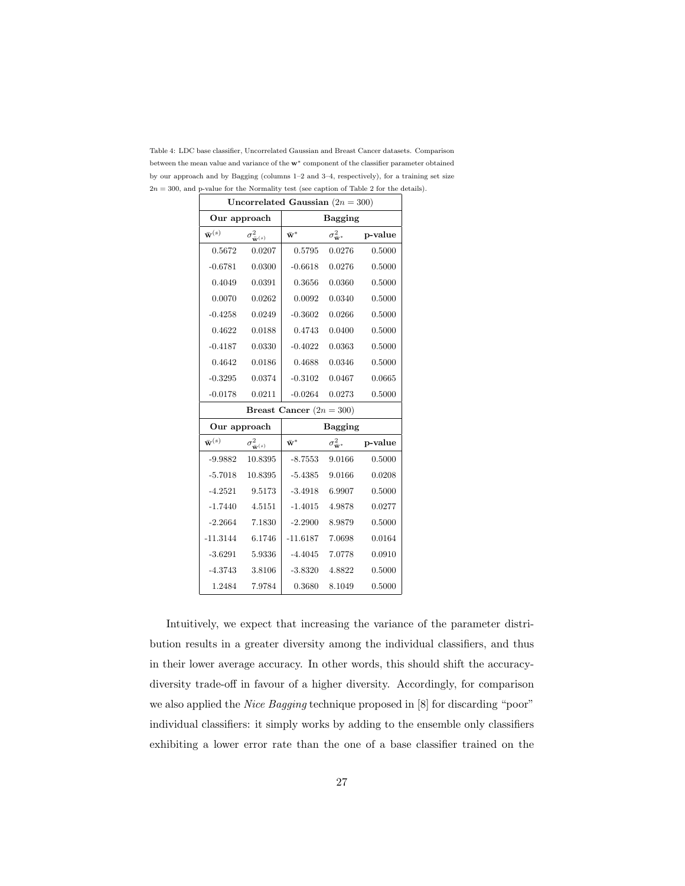Table 4: LDC base classifier, Uncorrelated Gaussian and Breast Cancer datasets. Comparison between the mean value and variance of the $\mathbf{w}^*$ component of the classifier parameter obtained by our approach and by Bagging (columns 1–2 and 3–4, respectively), for a training set size $2n = 300$, and p-value for the Normality test (see caption of Table 2 for the details).

| **Uncorrelated Gaussian** ($2n = 300$) | | | | |
|---|---|---|---|---|
| **Our approach** | | **Bagging** | | |
| $\bar{\mathbf{w}}^{(s)}$ | $\sigma^2_{\bar{\mathbf{w}}^{(s)}}$ | $\bar{\mathbf{w}}^*$ | $\sigma^2_{\bar{\mathbf{w}}^*}$ | **p-value** |
| 0.5672 | 0.0207 | 0.5795 | 0.0276 | 0.5000 |
| -0.6781 | 0.0300 | -0.6618 | 0.0276 | 0.5000 |
| 0.4049 | 0.0391 | 0.3656 | 0.0360 | 0.5000 |
| 0.0070 | 0.0262 | 0.0092 | 0.0340 | 0.5000 |
| -0.4258 | 0.0249 | -0.3602 | 0.0266 | 0.5000 |
| 0.4622 | 0.0188 | 0.4743 | 0.0400 | 0.5000 |
| -0.4187 | 0.0330 | -0.4022 | 0.0363 | 0.5000 |
| 0.4642 | 0.0186 | 0.4688 | 0.0346 | 0.5000 |
| -0.3295 | 0.0374 | -0.3102 | 0.0467 | 0.0665 |
| -0.0178 | 0.0211 | -0.0264 | 0.0273 | 0.5000 |
| **Breast Cancer** ($2n = 300$) | | | | |
| **Our approach** | | **Bagging** | | |
| $\bar{\mathbf{w}}^{(s)}$ | $\sigma^2_{\bar{\mathbf{w}}^{(s)}}$ | $\bar{\mathbf{w}}^*$ | $\sigma^2_{\bar{\mathbf{w}}^*}$ | **p-value** |
| -9.9882 | 10.8395 | -8.7553 | 9.0166 | 0.5000 |
| -5.7018 | 10.8395 | -5.4385 | 9.0166 | 0.0208 |
| -4.2521 | 9.5173 | -3.4918 | 6.9907 | 0.5000 |
| -1.7440 | 4.5151 | -1.4015 | 4.9878 | 0.0277 |
| -2.2664 | 7.1830 | -2.2900 | 8.9879 | 0.5000 |
| -11.3144 | 6.1746 | -11.6187 | 7.0698 | 0.0164 |
| -3.6291 | 5.9336 | -4.4045 | 7.0778 | 0.0910 |
| -4.3743 | 3.8106 | -3.8320 | 4.8822 | 0.5000 |
| 1.2484 | 7.9784 | 0.3680 | 8.1049 | 0.5000 |

Intuitively, we expect that increasing the variance of the parameter distribution results in a greater diversity among the individual classifiers, and thus in their lower average accuracy. In other words, this should shift the accuracy-diversity trade-off in favour of a higher diversity. Accordingly, for comparison we also applied the *Nice Bagging* technique proposed in [8] for discarding "poor" individual classifiers: it simply works by adding to the ensemble only classifiers exhibiting a lower error rate than the one of a base classifier trained on the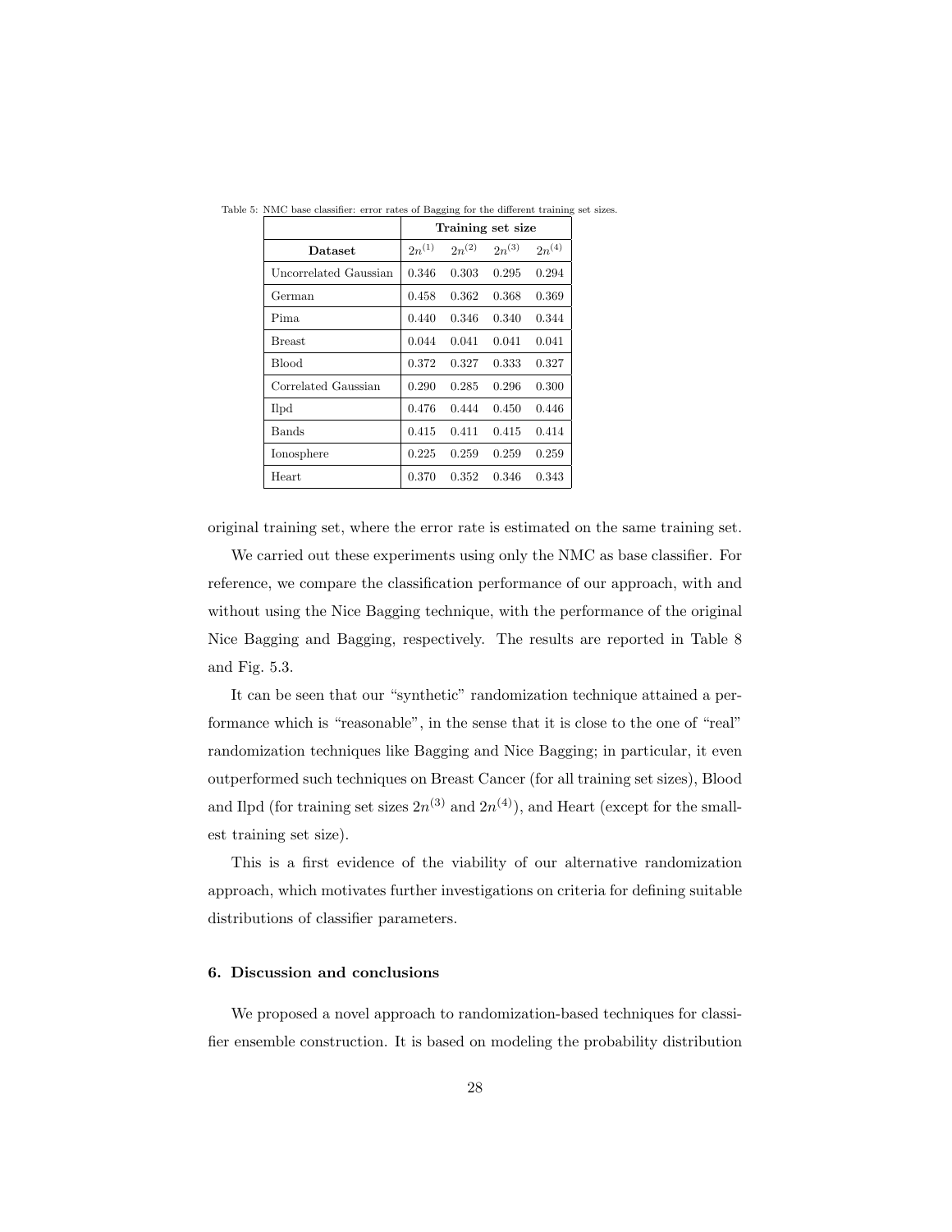Table 5: NMC base classifier: error rates of Bagging for the different training set sizes.

| | **Training set size** | | | |
|---|---|---|---|---|
| **Dataset** | $2n^{(1)}$ | $2n^{(2)}$ | $2n^{(3)}$ | $2n^{(4)}$ |
| Uncorrelated Gaussian | 0.346 | 0.303 | 0.295 | 0.294 |
| German | 0.458 | 0.362 | 0.368 | 0.369 |
| Pima | 0.440 | 0.346 | 0.340 | 0.344 |
| Breast | 0.044 | 0.041 | 0.041 | 0.041 |
| Blood | 0.372 | 0.327 | 0.333 | 0.327 |
| Correlated Gaussian | 0.290 | 0.285 | 0.296 | 0.300 |
| Ilpd | 0.476 | 0.444 | 0.450 | 0.446 |
| Bands | 0.415 | 0.411 | 0.415 | 0.414 |
| Ionosphere | 0.225 | 0.259 | 0.259 | 0.259 |
| Heart | 0.370 | 0.352 | 0.346 | 0.343 |

original training set, where the error rate is estimated on the same training set.

We carried out these experiments using only the NMC as base classifier. For reference, we compare the classification performance of our approach, with and without using the Nice Bagging technique, with the performance of the original Nice Bagging and Bagging, respectively. The results are reported in Table 8 and Fig. 5.3.

It can be seen that our "synthetic" randomization technique attained a performance which is "reasonable", in the sense that it is close to the one of "real" randomization techniques like Bagging and Nice Bagging; in particular, it even outperformed such techniques on Breast Cancer (for all training set sizes), Blood and Ilpd (for training set sizes $2n^{(3)}$ and $2n^{(4)}$), and Heart (except for the smallest training set size).

This is a first evidence of the viability of our alternative randomization approach, which motivates further investigations on criteria for defining suitable distributions of classifier parameters.

## 6. Discussion and conclusions

We proposed a novel approach to randomization-based techniques for classifier ensemble construction. It is based on modeling the probability distribution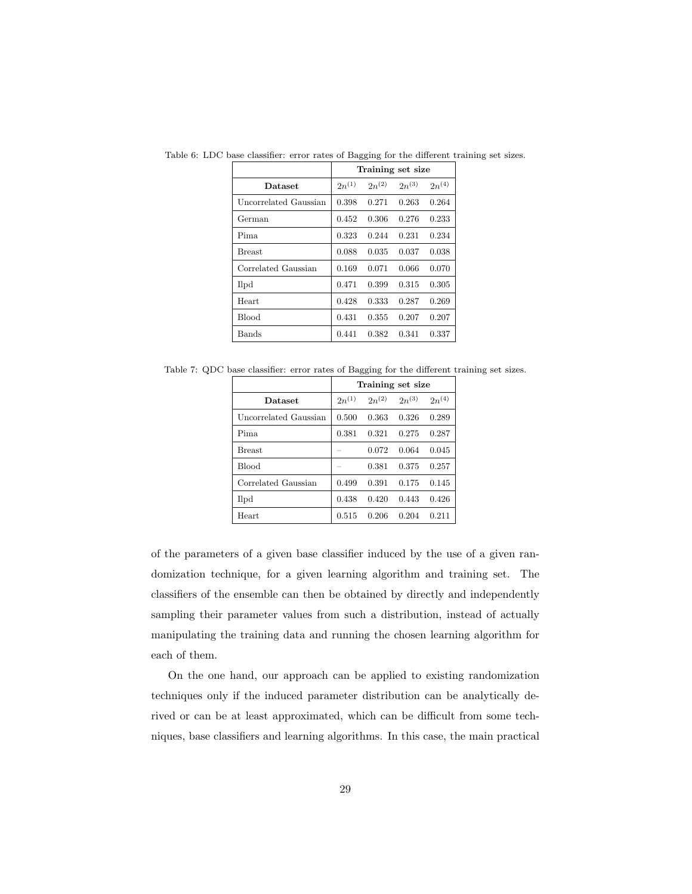Table 6: LDC base classifier: error rates of Bagging for the different training set sizes.

| | **Training set size** | | | |
|---|---|---|---|---|
| **Dataset** | $2n^{(1)}$ | $2n^{(2)}$ | $2n^{(3)}$ | $2n^{(4)}$ |
| Uncorrelated Gaussian | 0.398 | 0.271 | 0.263 | 0.264 |
| German | 0.452 | 0.306 | 0.276 | 0.233 |
| Pima | 0.323 | 0.244 | 0.231 | 0.234 |
| Breast | 0.088 | 0.035 | 0.037 | 0.038 |
| Correlated Gaussian | 0.169 | 0.071 | 0.066 | 0.070 |
| Ilpd | 0.471 | 0.399 | 0.315 | 0.305 |
| Heart | 0.428 | 0.333 | 0.287 | 0.269 |
| Blood | 0.431 | 0.355 | 0.207 | 0.207 |
| Bands | 0.441 | 0.382 | 0.341 | 0.337 |

Table 7: QDC base classifier: error rates of Bagging for the different training set sizes.

| | **Training set size** | | | |
|---|---|---|---|---|
| **Dataset** | $2n^{(1)}$ | $2n^{(2)}$ | $2n^{(3)}$ | $2n^{(4)}$ |
| Uncorrelated Gaussian | 0.500 | 0.363 | 0.326 | 0.289 |
| Pima | 0.381 | 0.321 | 0.275 | 0.287 |
| Breast | – | 0.072 | 0.064 | 0.045 |
| Blood | – | 0.381 | 0.375 | 0.257 |
| Correlated Gaussian | 0.499 | 0.391 | 0.175 | 0.145 |
| Ilpd | 0.438 | 0.420 | 0.443 | 0.426 |
| Heart | 0.515 | 0.206 | 0.204 | 0.211 |

of the parameters of a given base classifier induced by the use of a given randomization technique, for a given learning algorithm and training set. The classifiers of the ensemble can then be obtained by directly and independently sampling their parameter values from such a distribution, instead of actually manipulating the training data and running the chosen learning algorithm for each of them.

On the one hand, our approach can be applied to existing randomization techniques only if the induced parameter distribution can be analytically derived or can be at least approximated, which can be difficult from some techniques, base classifiers and learning algorithms. In this case, the main practical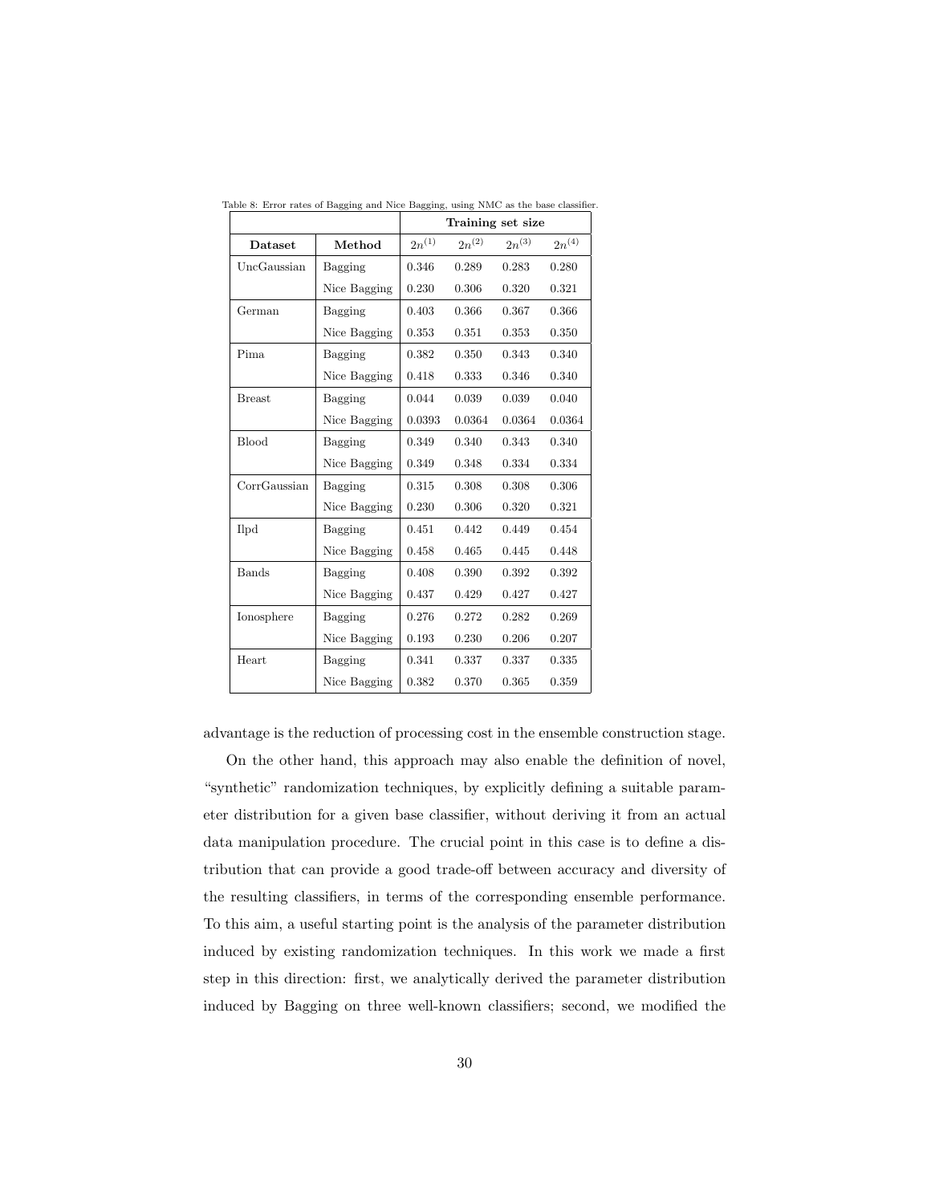Table 8: Error rates of Bagging and Nice Bagging, using NMC as the base classifier.

| | | Training set size | | | |
|---|---|---|---|---|---|
| **Dataset** | **Method** | $2n^{(1)}$ | $2n^{(2)}$ | $2n^{(3)}$ | $2n^{(4)}$ |
| UncGaussian | Bagging | 0.346 | 0.289 | 0.283 | 0.280 |
| | Nice Bagging | 0.230 | 0.306 | 0.320 | 0.321 |
| German | Bagging | 0.403 | 0.366 | 0.367 | 0.366 |
| | Nice Bagging | 0.353 | 0.351 | 0.353 | 0.350 |
| Pima | Bagging | 0.382 | 0.350 | 0.343 | 0.340 |
| | Nice Bagging | 0.418 | 0.333 | 0.346 | 0.340 |
| Breast | Bagging | 0.044 | 0.039 | 0.039 | 0.040 |
| | Nice Bagging | 0.0393 | 0.0364 | 0.0364 | 0.0364 |
| Blood | Bagging | 0.349 | 0.340 | 0.343 | 0.340 |
| | Nice Bagging | 0.349 | 0.348 | 0.334 | 0.334 |
| CorrGaussian | Bagging | 0.315 | 0.308 | 0.308 | 0.306 |
| | Nice Bagging | 0.230 | 0.306 | 0.320 | 0.321 |
| Ilpd | Bagging | 0.451 | 0.442 | 0.449 | 0.454 |
| | Nice Bagging | 0.458 | 0.465 | 0.445 | 0.448 |
| Bands | Bagging | 0.408 | 0.390 | 0.392 | 0.392 |
| | Nice Bagging | 0.437 | 0.429 | 0.427 | 0.427 |
| Ionosphere | Bagging | 0.276 | 0.272 | 0.282 | 0.269 |
| | Nice Bagging | 0.193 | 0.230 | 0.206 | 0.207 |
| Heart | Bagging | 0.341 | 0.337 | 0.337 | 0.335 |
| | Nice Bagging | 0.382 | 0.370 | 0.365 | 0.359 |

advantage is the reduction of processing cost in the ensemble construction stage.

On the other hand, this approach may also enable the definition of novel, "synthetic" randomization techniques, by explicitly defining a suitable parameter distribution for a given base classifier, without deriving it from an actual data manipulation procedure. The crucial point in this case is to define a distribution that can provide a good trade-off between accuracy and diversity of the resulting classifiers, in terms of the corresponding ensemble performance. To this aim, a useful starting point is the analysis of the parameter distribution induced by existing randomization techniques. In this work we made a first step in this direction: first, we analytically derived the parameter distribution induced by Bagging on three well-known classifiers; second, we modified the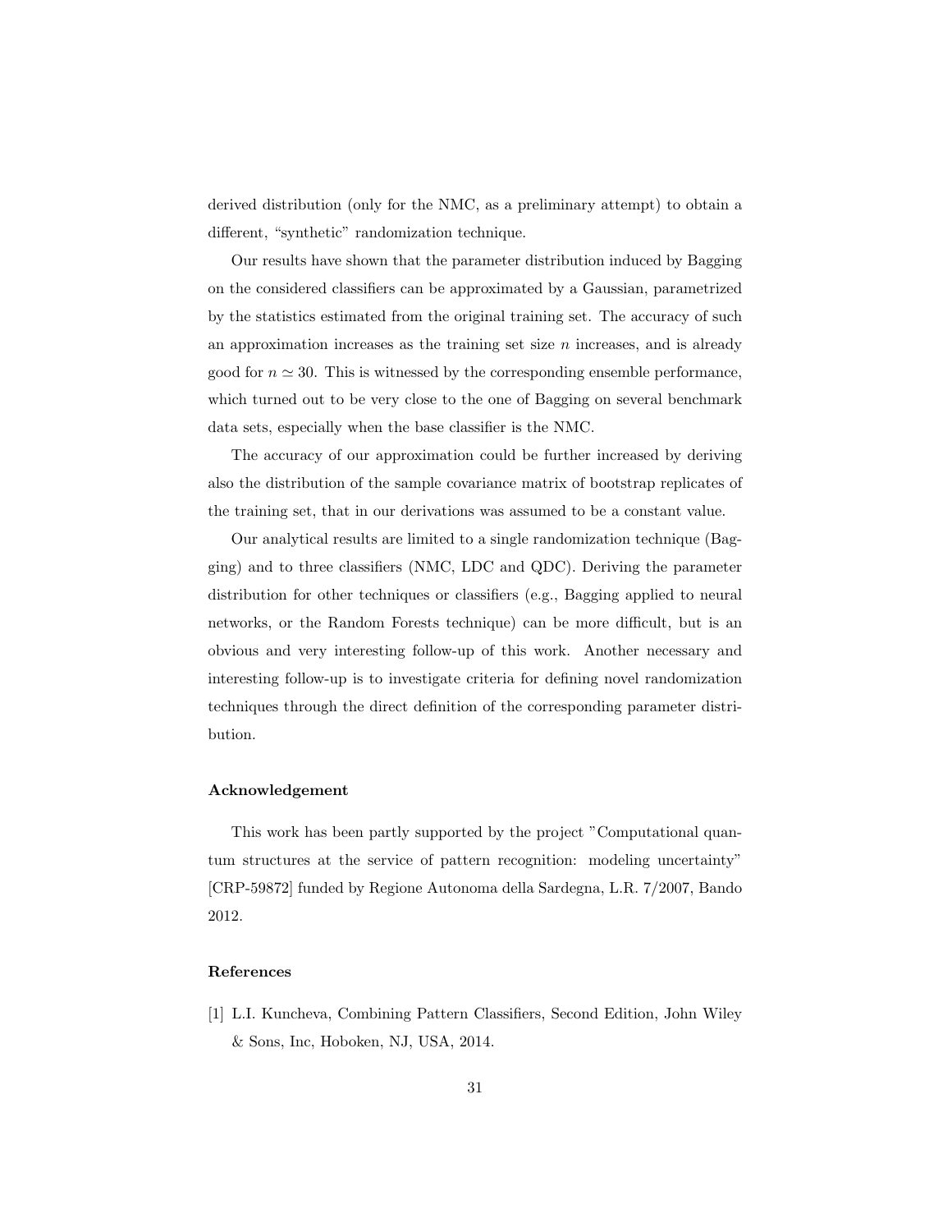derived distribution (only for the NMC, as a preliminary attempt) to obtain a different, "synthetic" randomization technique.

Our results have shown that the parameter distribution induced by Bagging on the considered classifiers can be approximated by a Gaussian, parametrized by the statistics estimated from the original training set. The accuracy of such an approximation increases as the training set size $n$ increases, and is already good for $n \simeq 30$. This is witnessed by the corresponding ensemble performance, which turned out to be very close to the one of Bagging on several benchmark data sets, especially when the base classifier is the NMC.

The accuracy of our approximation could be further increased by deriving also the distribution of the sample covariance matrix of bootstrap replicates of the training set, that in our derivations was assumed to be a constant value.

Our analytical results are limited to a single randomization technique (Bagging) and to three classifiers (NMC, LDC and QDC). Deriving the parameter distribution for other techniques or classifiers (e.g., Bagging applied to neural networks, or the Random Forests technique) can be more difficult, but is an obvious and very interesting follow-up of this work. Another necessary and interesting follow-up is to investigate criteria for defining novel randomization techniques through the direct definition of the corresponding parameter distribution.

### Acknowledgement

This work has been partly supported by the project "Computational quantum structures at the service of pattern recognition: modeling uncertainty" [CRP-59872] funded by Regione Autonoma della Sardegna, L.R. 7/2007, Bando 2012.

### References

[1] L.I. Kuncheva, Combining Pattern Classifiers, Second Edition, John Wiley & Sons, Inc, Hoboken, NJ, USA, 2014.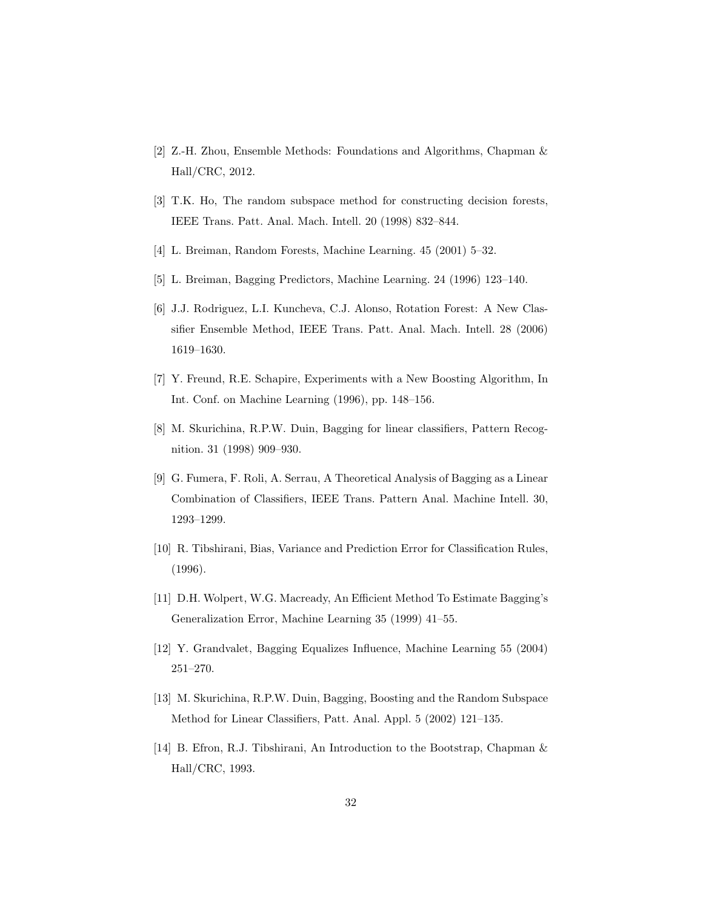[2] Z.-H. Zhou, Ensemble Methods: Foundations and Algorithms, Chapman & Hall/CRC, 2012.

[3] T.K. Ho, The random subspace method for constructing decision forests, IEEE Trans. Patt. Anal. Mach. Intell. 20 (1998) 832–844.

[4] L. Breiman, Random Forests, Machine Learning. 45 (2001) 5–32.

[5] L. Breiman, Bagging Predictors, Machine Learning. 24 (1996) 123–140.

[6] J.J. Rodriguez, L.I. Kuncheva, C.J. Alonso, Rotation Forest: A New Classifier Ensemble Method, IEEE Trans. Patt. Anal. Mach. Intell. 28 (2006) 1619–1630.

[7] Y. Freund, R.E. Schapire, Experiments with a New Boosting Algorithm, In Int. Conf. on Machine Learning (1996), pp. 148–156.

[8] M. Skurichina, R.P.W. Duin, Bagging for linear classifiers, Pattern Recognition. 31 (1998) 909–930.

[9] G. Fumera, F. Roli, A. Serrau, A Theoretical Analysis of Bagging as a Linear Combination of Classifiers, IEEE Trans. Pattern Anal. Machine Intell. 30, 1293–1299.

[10] R. Tibshirani, Bias, Variance and Prediction Error for Classification Rules, (1996).

[11] D.H. Wolpert, W.G. Macready, An Efficient Method To Estimate Bagging's Generalization Error, Machine Learning 35 (1999) 41–55.

[12] Y. Grandvalet, Bagging Equalizes Influence, Machine Learning 55 (2004) 251–270.

[13] M. Skurichina, R.P.W. Duin, Bagging, Boosting and the Random Subspace Method for Linear Classifiers, Patt. Anal. Appl. 5 (2002) 121–135.

[14] B. Efron, R.J. Tibshirani, An Introduction to the Bootstrap, Chapman & Hall/CRC, 1993.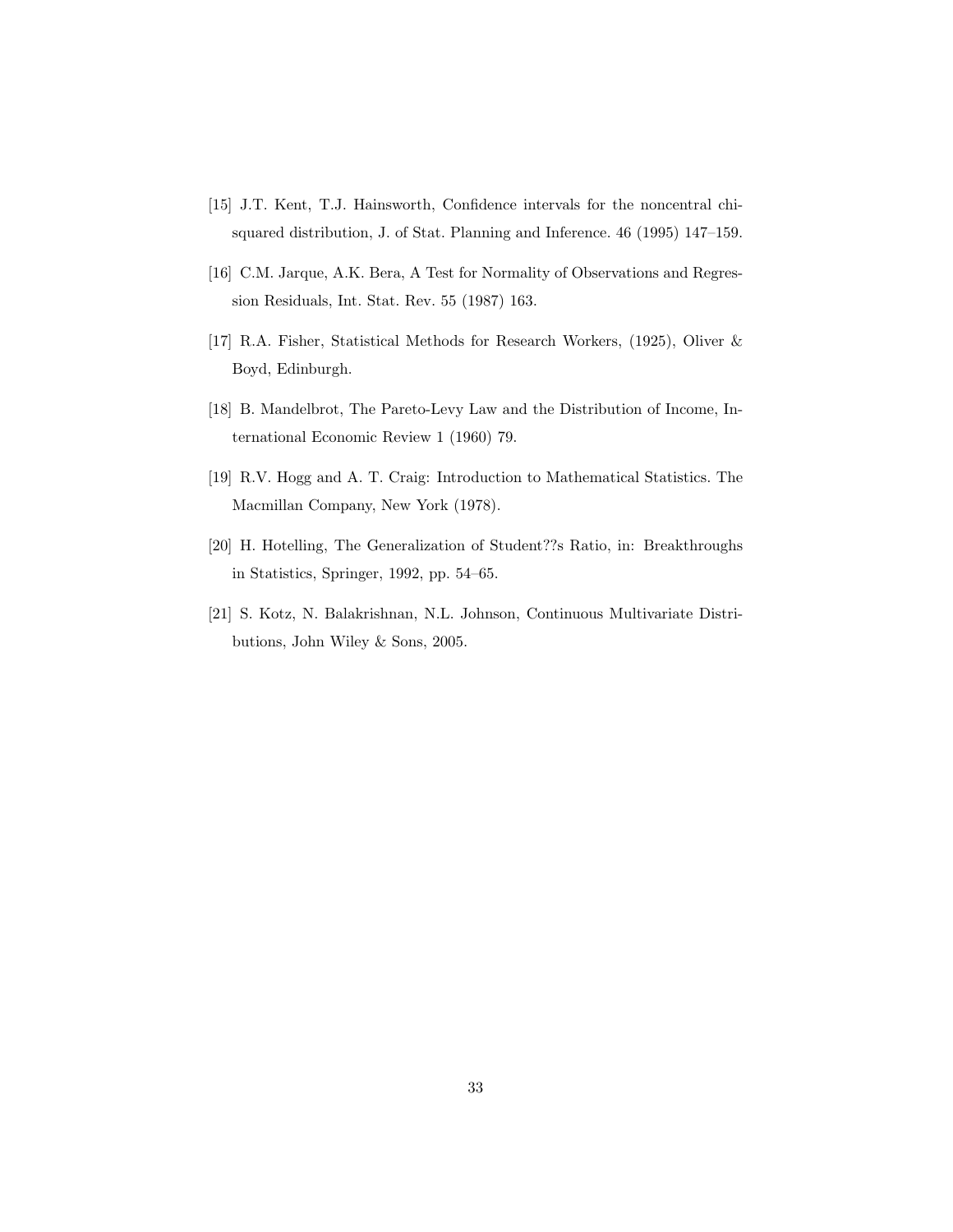[15] J.T. Kent, T.J. Hainsworth, Confidence intervals for the noncentral chi-squared distribution, J. of Stat. Planning and Inference. 46 (1995) 147–159.

[16] C.M. Jarque, A.K. Bera, A Test for Normality of Observations and Regression Residuals, Int. Stat. Rev. 55 (1987) 163.

[17] R.A. Fisher, Statistical Methods for Research Workers, (1925), Oliver & Boyd, Edinburgh.

[18] B. Mandelbrot, The Pareto-Levy Law and the Distribution of Income, International Economic Review 1 (1960) 79.

[19] R.V. Hogg and A. T. Craig: Introduction to Mathematical Statistics. The Macmillan Company, New York (1978).

[20] H. Hotelling, The Generalization of Student??s Ratio, in: Breakthroughs in Statistics, Springer, 1992, pp. 54–65.

[21] S. Kotz, N. Balakrishnan, N.L. Johnson, Continuous Multivariate Distributions, John Wiley & Sons, 2005.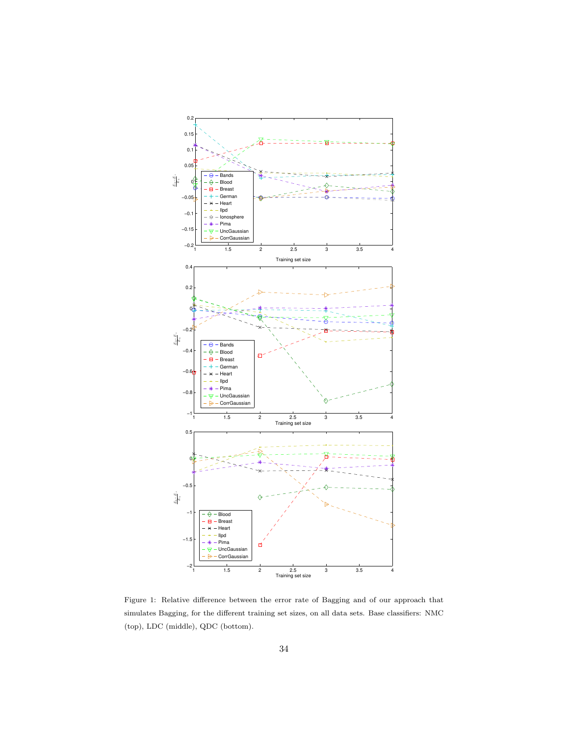0.2
0.15
0.1
0.05
0
−0.05
−0.1
−0.15
−0.2

$\frac{E_b - E}{E_b}$

Bands
Blood
Breast
German
Heart
Ilpd
Ionosphere
Pima
UncGaussian
CorrGaussian

1 1.5 2 2.5 3 3.5 4

Training set size

0.4
0.2
0
−0.2
−0.4
−0.6
−0.8
−1

$\frac{E_b - E}{E_b}$

Bands
Blood
Breast
German
Heart
Ilpd
Pima
UncGaussian
CorrGaussian

1 1.5 2 2.5 3 3.5 4

Training set size

0.5
0
−0.5
−1
−1.5
−2

$\frac{E_b - E}{E_b}$

Blood
Breast
Heart
Ilpd
Pima
UncGaussian
CorrGaussian

1 1.5 2 2.5 3 3.5 4

Training set size

Figure 1: Relative difference between the error rate of Bagging and of our approach that simulates Bagging, for the different training set sizes, on all data sets. Base classifiers: NMC (top), LDC (middle), QDC (bottom).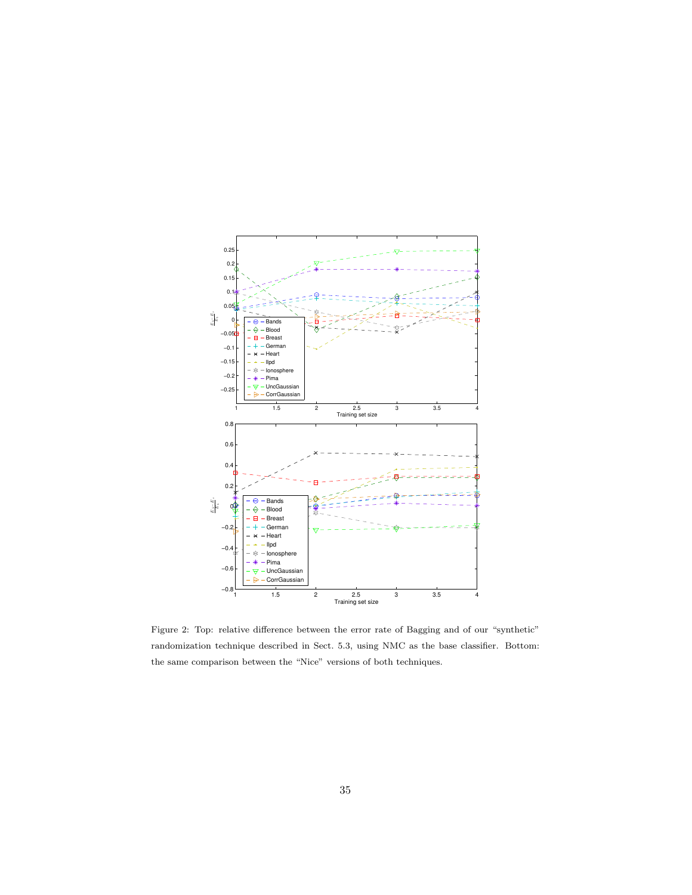0.25
0.2
0.15
0.1
0.05
0
−0.05
−0.1
−0.15
−0.2
−0.25

$\frac{E_B - E_S}{E_S}$

Bands
Blood
Breast
German
Heart
Ilpd
Ionosphere
Pima
UncGaussian
CorrGaussian

1 1.5 2 2.5 3 3.5 4
Training set size

0.8
0.6
0.4
0.2
0
−0.2
−0.4
−0.6
−0.8

$\frac{E_B - E_S}{E_S}$

Bands
Blood
Breast
German
Heart
Ilpd
Ionosphere
Pima
UncGaussian
CorrGaussian

1 1.5 2 2.5 3 3.5 4
Training set size

Figure 2: Top: relative difference between the error rate of Bagging and of our "synthetic" randomization technique described in Sect. 5.3, using NMC as the base classifier. Bottom: the same comparison between the "Nice" versions of both techniques.